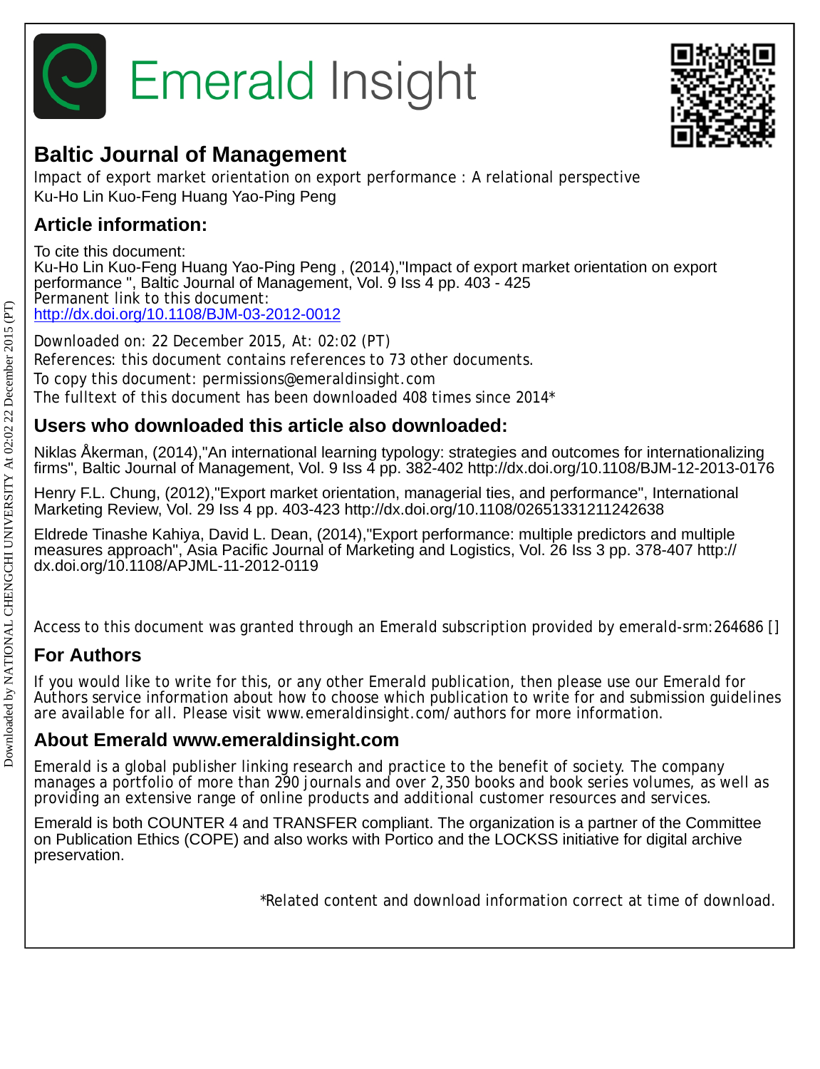# Emerald Insight

## Baltic Journal of Management

Impact of export market orientation on export performance : A relational perspective
Ku-Ho Lin Kuo-Feng Huang Yao-Ping Peng

## Article information:

To cite this document:
Ku-Ho Lin Kuo-Feng Huang Yao-Ping Peng , (2014),"Impact of export market orientation on export performance ", Baltic Journal of Management, Vol. 9 Iss 4 pp. 403 - 425
Permanent link to this document:
http://dx.doi.org/10.1108/BJM-03-2012-0012

Downloaded on: 22 December 2015, At: 02:02 (PT)
References: this document contains references to 73 other documents.
To copy this document: permissions@emeraldinsight.com
The fulltext of this document has been downloaded 408 times since 2014*

## Users who downloaded this article also downloaded:

Niklas Åkerman, (2014),"An international learning typology: strategies and outcomes for internationalizing firms", Baltic Journal of Management, Vol. 9 Iss 4 pp. 382-402 http://dx.doi.org/10.1108/BJM-12-2013-0176

Henry F.L. Chung, (2012),"Export market orientation, managerial ties, and performance", International Marketing Review, Vol. 29 Iss 4 pp. 403-423 http://dx.doi.org/10.1108/02651331211242638

Eldrede Tinashe Kahiya, David L. Dean, (2014),"Export performance: multiple predictors and multiple measures approach", Asia Pacific Journal of Marketing and Logistics, Vol. 26 Iss 3 pp. 378-407 http://dx.doi.org/10.1108/APJML-11-2012-0119

Access to this document was granted through an Emerald subscription provided by emerald-srm:264686 []

## For Authors

If you would like to write for this, or any other Emerald publication, then please use our Emerald for Authors service information about how to choose which publication to write for and submission guidelines are available for all. Please visit www.emeraldinsight.com/authors for more information.

## About Emerald www.emeraldinsight.com

Emerald is a global publisher linking research and practice to the benefit of society. The company manages a portfolio of more than 290 journals and over 2,350 books and book series volumes, as well as providing an extensive range of online products and additional customer resources and services.

Emerald is both COUNTER 4 and TRANSFER compliant. The organization is a partner of the Committee on Publication Ethics (COPE) and also works with Portico and the LOCKSS initiative for digital archive preservation.

*Related content and download information correct at time of download.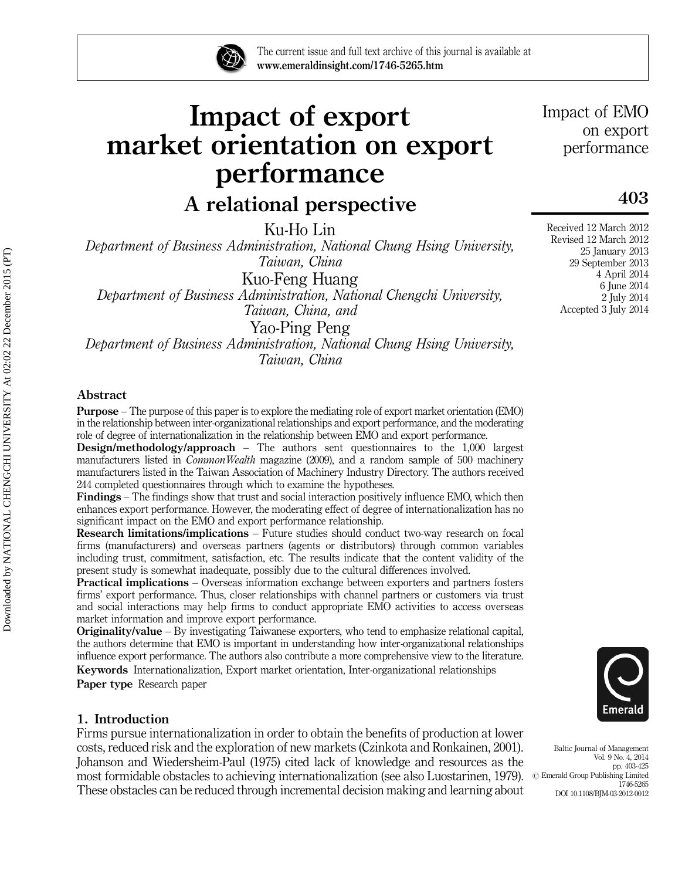# Impact of export market orientation on export performance

## A relational perspective

Ku-Ho Lin

*Department of Business Administration, National Chung Hsing University, Taiwan, China*

Kuo-Feng Huang

*Department of Business Administration, National Chengchi University, Taiwan, China, and*

Yao-Ping Peng

*Department of Business Administration, National Chung Hsing University, Taiwan, China*

Received 12 March 2012
Revised 12 March 2012
25 January 2013
29 September 2013
4 April 2014
6 June 2014
2 July 2014
Accepted 3 July 2014

### Abstract

**Purpose** – The purpose of this paper is to explore the mediating role of export market orientation (EMO) in the relationship between inter-organizational relationships and export performance, and the moderating role of degree of internationalization in the relationship between EMO and export performance.

**Design/methodology/approach** – The authors sent questionnaires to the 1,000 largest manufacturers listed in *CommonWealth* magazine (2009), and a random sample of 500 machinery manufacturers listed in the Taiwan Association of Machinery Industry Directory. The authors received 244 completed questionnaires through which to examine the hypotheses.

**Findings** – The findings show that trust and social interaction positively influence EMO, which then enhances export performance. However, the moderating effect of degree of internationalization has no significant impact on the EMO and export performance relationship.

**Research limitations/implications** – Future studies should conduct two-way research on focal firms (manufacturers) and overseas partners (agents or distributors) through common variables including trust, commitment, satisfaction, etc. The results indicate that the content validity of the present study is somewhat inadequate, possibly due to the cultural differences involved.

**Practical implications** – Overseas information exchange between exporters and partners fosters firms' export performance. Thus, closer relationships with channel partners or customers via trust and social interactions may help firms to conduct appropriate EMO activities to access overseas market information and improve export performance.

**Originality/value** – By investigating Taiwanese exporters, who tend to emphasize relational capital, the authors determine that EMO is important in understanding how inter-organizational relationships influence export performance. The authors also contribute a more comprehensive view to the literature.

**Keywords** Internationalization, Export market orientation, Inter-organizational relationships

**Paper type** Research paper

## 1. Introduction

Firms pursue internationalization in order to obtain the benefits of production at lower costs, reduced risk and the exploration of new markets (Czinkota and Ronkainen, 2001). Johanson and Wiedersheim-Paul (1975) cited lack of knowledge and resources as the most formidable obstacles to achieving internationalization (see also Luostarinen, 1979). These obstacles can be reduced through incremental decision making and learning about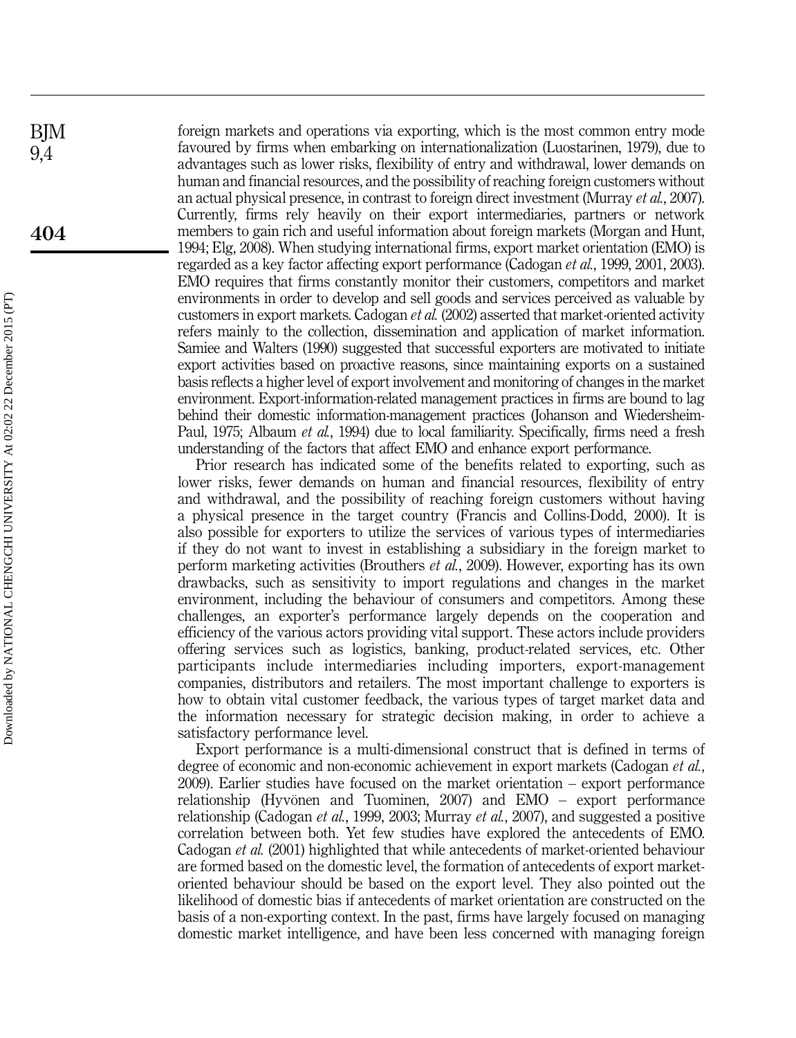foreign markets and operations via exporting, which is the most common entry mode favoured by firms when embarking on internationalization (Luostarinen, 1979), due to advantages such as lower risks, flexibility of entry and withdrawal, lower demands on human and financial resources, and the possibility of reaching foreign customers without an actual physical presence, in contrast to foreign direct investment (Murray *et al.*, 2007). Currently, firms rely heavily on their export intermediaries, partners or network members to gain rich and useful information about foreign markets (Morgan and Hunt, 1994; Elg, 2008). When studying international firms, export market orientation (EMO) is regarded as a key factor affecting export performance (Cadogan *et al.*, 1999, 2001, 2003). EMO requires that firms constantly monitor their customers, competitors and market environments in order to develop and sell goods and services perceived as valuable by customers in export markets. Cadogan *et al.* (2002) asserted that market-oriented activity refers mainly to the collection, dissemination and application of market information. Samiee and Walters (1990) suggested that successful exporters are motivated to initiate export activities based on proactive reasons, since maintaining exports on a sustained basis reflects a higher level of export involvement and monitoring of changes in the market environment. Export-information-related management practices in firms are bound to lag behind their domestic information-management practices (Johanson and Wiedersheim-Paul, 1975; Albaum *et al.*, 1994) due to local familiarity. Specifically, firms need a fresh understanding of the factors that affect EMO and enhance export performance.

Prior research has indicated some of the benefits related to exporting, such as lower risks, fewer demands on human and financial resources, flexibility of entry and withdrawal, and the possibility of reaching foreign customers without having a physical presence in the target country (Francis and Collins-Dodd, 2000). It is also possible for exporters to utilize the services of various types of intermediaries if they do not want to invest in establishing a subsidiary in the foreign market to perform marketing activities (Brouthers *et al.*, 2009). However, exporting has its own drawbacks, such as sensitivity to import regulations and changes in the market environment, including the behaviour of consumers and competitors. Among these challenges, an exporter's performance largely depends on the cooperation and efficiency of the various actors providing vital support. These actors include providers offering services such as logistics, banking, product-related services, etc. Other participants include intermediaries including importers, export-management companies, distributors and retailers. The most important challenge to exporters is how to obtain vital customer feedback, the various types of target market data and the information necessary for strategic decision making, in order to achieve a satisfactory performance level.

Export performance is a multi-dimensional construct that is defined in terms of degree of economic and non-economic achievement in export markets (Cadogan *et al.*, 2009). Earlier studies have focused on the market orientation – export performance relationship (Hyvönen and Tuominen, 2007) and EMO – export performance relationship (Cadogan *et al.*, 1999, 2003; Murray *et al.*, 2007), and suggested a positive correlation between both. Yet few studies have explored the antecedents of EMO. Cadogan *et al.* (2001) highlighted that while antecedents of market-oriented behaviour are formed based on the domestic level, the formation of antecedents of export market-oriented behaviour should be based on the export level. They also pointed out the likelihood of domestic bias if antecedents of market orientation are constructed on the basis of a non-exporting context. In the past, firms have largely focused on managing domestic market intelligence, and have been less concerned with managing foreign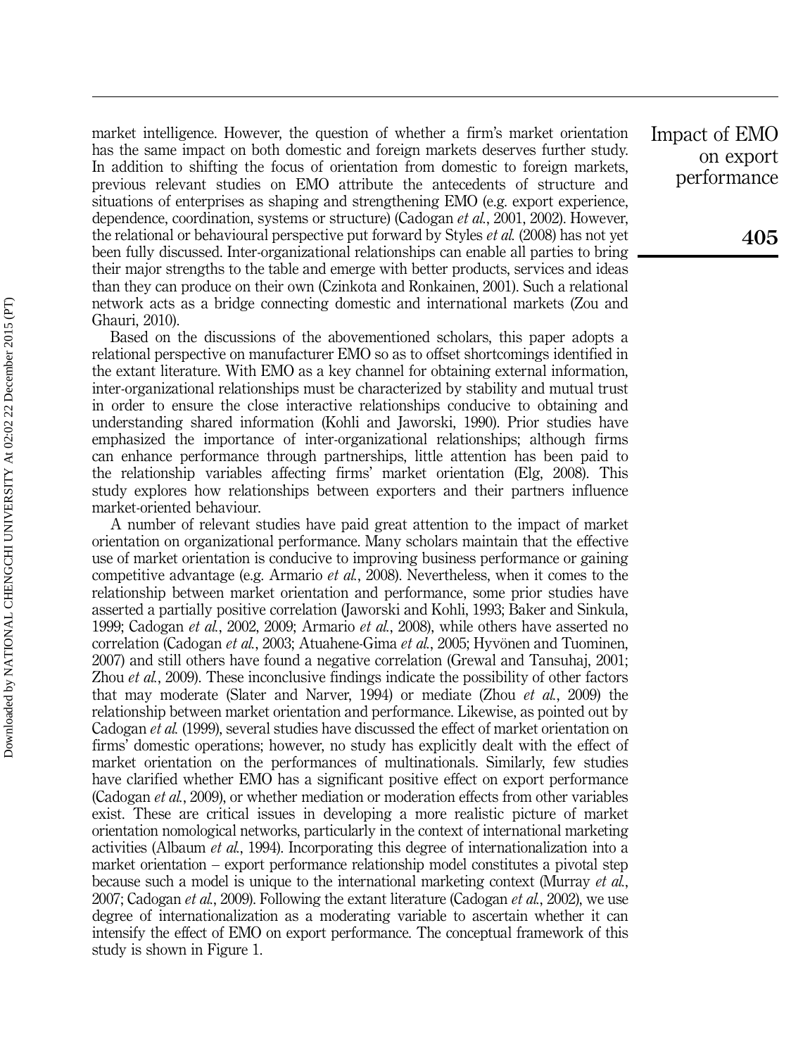market intelligence. However, the question of whether a firm's market orientation has the same impact on both domestic and foreign markets deserves further study. In addition to shifting the focus of orientation from domestic to foreign markets, previous relevant studies on EMO attribute the antecedents of structure and situations of enterprises as shaping and strengthening EMO (e.g. export experience, dependence, coordination, systems or structure) (Cadogan *et al.*, 2001, 2002). However, the relational or behavioural perspective put forward by Styles *et al.* (2008) has not yet been fully discussed. Inter-organizational relationships can enable all parties to bring their major strengths to the table and emerge with better products, services and ideas than they can produce on their own (Czinkota and Ronkainen, 2001). Such a relational network acts as a bridge connecting domestic and international markets (Zou and Ghauri, 2010).

Based on the discussions of the abovementioned scholars, this paper adopts a relational perspective on manufacturer EMO so as to offset shortcomings identified in the extant literature. With EMO as a key channel for obtaining external information, inter-organizational relationships must be characterized by stability and mutual trust in order to ensure the close interactive relationships conducive to obtaining and understanding shared information (Kohli and Jaworski, 1990). Prior studies have emphasized the importance of inter-organizational relationships; although firms can enhance performance through partnerships, little attention has been paid to the relationship variables affecting firms' market orientation (Elg, 2008). This study explores how relationships between exporters and their partners influence market-oriented behaviour.

A number of relevant studies have paid great attention to the impact of market orientation on organizational performance. Many scholars maintain that the effective use of market orientation is conducive to improving business performance or gaining competitive advantage (e.g. Armario *et al.*, 2008). Nevertheless, when it comes to the relationship between market orientation and performance, some prior studies have asserted a partially positive correlation (Jaworski and Kohli, 1993; Baker and Sinkula, 1999; Cadogan *et al.*, 2002, 2009; Armario *et al.*, 2008), while others have asserted no correlation (Cadogan *et al.*, 2003; Atuahene-Gima *et al.*, 2005; Hyvönen and Tuominen, 2007) and still others have found a negative correlation (Grewal and Tansuhaj, 2001; Zhou *et al.*, 2009). These inconclusive findings indicate the possibility of other factors that may moderate (Slater and Narver, 1994) or mediate (Zhou *et al.*, 2009) the relationship between market orientation and performance. Likewise, as pointed out by Cadogan *et al.* (1999), several studies have discussed the effect of market orientation on firms' domestic operations; however, no study has explicitly dealt with the effect of market orientation on the performances of multinationals. Similarly, few studies have clarified whether EMO has a significant positive effect on export performance (Cadogan *et al.*, 2009), or whether mediation or moderation effects from other variables exist. These are critical issues in developing a more realistic picture of market orientation nomological networks, particularly in the context of international marketing activities (Albaum *et al.*, 1994). Incorporating this degree of internationalization into a market orientation – export performance relationship model constitutes a pivotal step because such a model is unique to the international marketing context (Murray *et al.*, 2007; Cadogan *et al.*, 2009). Following the extant literature (Cadogan *et al.*, 2002), we use degree of internationalization as a moderating variable to ascertain whether it can intensify the effect of EMO on export performance. The conceptual framework of this study is shown in Figure 1.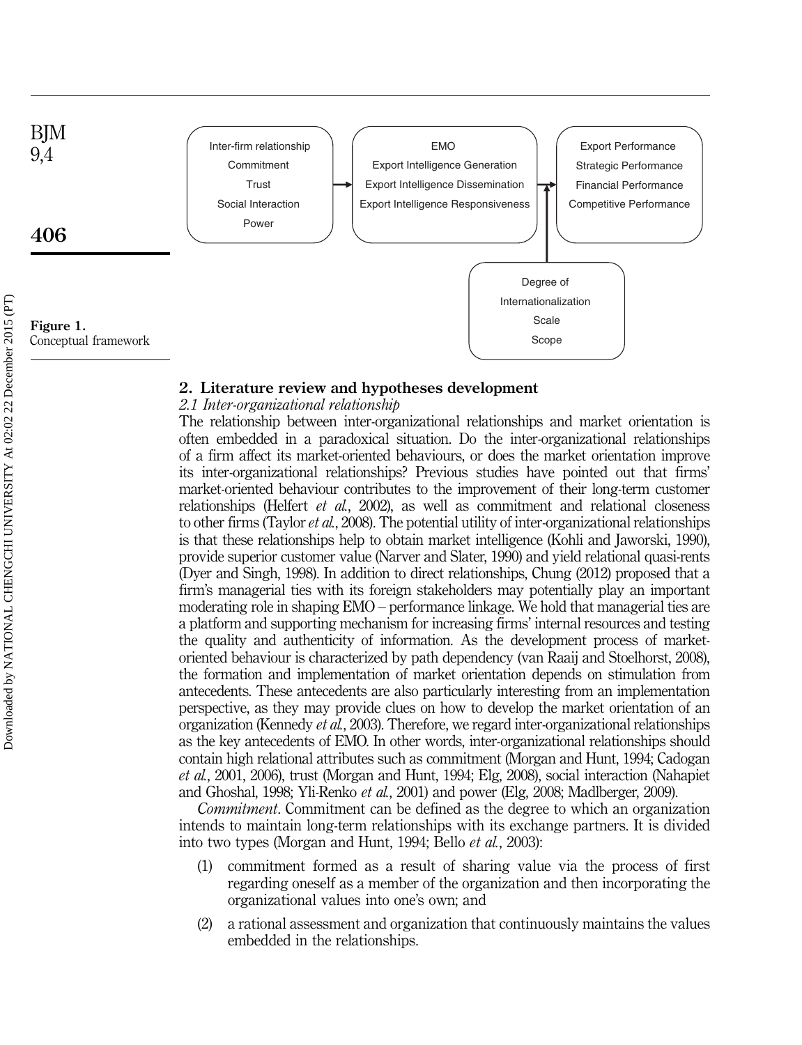Inter-firm relationship
Commitment
Trust
Social Interaction
Power

EMO
Export Intelligence Generation
Export Intelligence Dissemination
Export Intelligence Responsiveness

Export Performance
Strategic Performance
Financial Performance
Competitive Performance

Degree of Internationalization
Scale
Scope

**Figure 1.** Conceptual framework

## 2. Literature review and hypotheses development

### *2.1 Inter-organizational relationship*

The relationship between inter-organizational relationships and market orientation is often embedded in a paradoxical situation. Do the inter-organizational relationships of a firm affect its market-oriented behaviours, or does the market orientation improve its inter-organizational relationships? Previous studies have pointed out that firms' market-oriented behaviour contributes to the improvement of their long-term customer relationships (Helfert *et al.*, 2002), as well as commitment and relational closeness to other firms (Taylor *et al.*, 2008). The potential utility of inter-organizational relationships is that these relationships help to obtain market intelligence (Kohli and Jaworski, 1990), provide superior customer value (Narver and Slater, 1990) and yield relational quasi-rents (Dyer and Singh, 1998). In addition to direct relationships, Chung (2012) proposed that a firm's managerial ties with its foreign stakeholders may potentially play an important moderating role in shaping EMO – performance linkage. We hold that managerial ties are a platform and supporting mechanism for increasing firms' internal resources and testing the quality and authenticity of information. As the development process of market-oriented behaviour is characterized by path dependency (van Raaij and Stoelhorst, 2008), the formation and implementation of market orientation depends on stimulation from antecedents. These antecedents are also particularly interesting from an implementation perspective, as they may provide clues on how to develop the market orientation of an organization (Kennedy *et al.*, 2003). Therefore, we regard inter-organizational relationships as the key antecedents of EMO. In other words, inter-organizational relationships should contain high relational attributes such as commitment (Morgan and Hunt, 1994; Cadogan *et al.*, 2001, 2006), trust (Morgan and Hunt, 1994; Elg, 2008), social interaction (Nahapiet and Ghoshal, 1998; Yli-Renko *et al.*, 2001) and power (Elg, 2008; Madlberger, 2009).

*Commitment*. Commitment can be defined as the degree to which an organization intends to maintain long-term relationships with its exchange partners. It is divided into two types (Morgan and Hunt, 1994; Bello *et al.*, 2003):

1. commitment formed as a result of sharing value via the process of first regarding oneself as a member of the organization and then incorporating the organizational values into one's own; and
2. a rational assessment and organization that continuously maintains the values embedded in the relationships.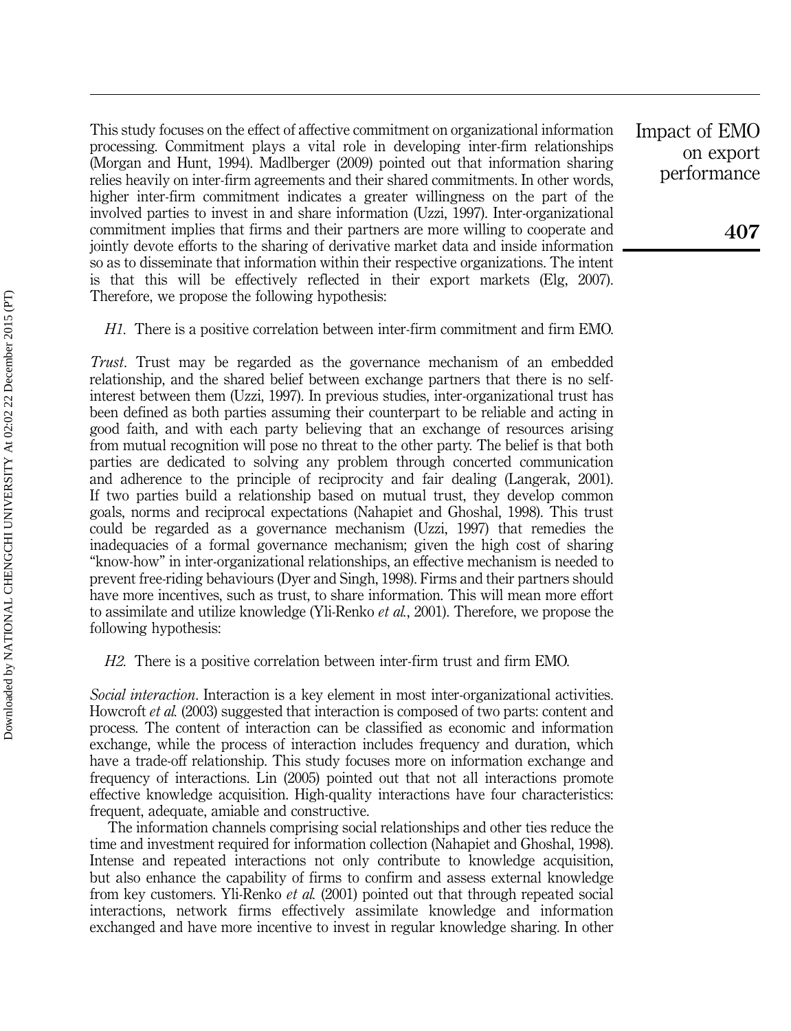This study focuses on the effect of affective commitment on organizational information processing. Commitment plays a vital role in developing inter-firm relationships (Morgan and Hunt, 1994). Madlberger (2009) pointed out that information sharing relies heavily on inter-firm agreements and their shared commitments. In other words, higher inter-firm commitment indicates a greater willingness on the part of the involved parties to invest in and share information (Uzzi, 1997). Inter-organizational commitment implies that firms and their partners are more willing to cooperate and jointly devote efforts to the sharing of derivative market data and inside information so as to disseminate that information within their respective organizations. The intent is that this will be effectively reflected in their export markets (Elg, 2007). Therefore, we propose the following hypothesis:

*H1*. There is a positive correlation between inter-firm commitment and firm EMO.

*Trust*. Trust may be regarded as the governance mechanism of an embedded relationship, and the shared belief between exchange partners that there is no self-interest between them (Uzzi, 1997). In previous studies, inter-organizational trust has been defined as both parties assuming their counterpart to be reliable and acting in good faith, and with each party believing that an exchange of resources arising from mutual recognition will pose no threat to the other party. The belief is that both parties are dedicated to solving any problem through concerted communication and adherence to the principle of reciprocity and fair dealing (Langerak, 2001). If two parties build a relationship based on mutual trust, they develop common goals, norms and reciprocal expectations (Nahapiet and Ghoshal, 1998). This trust could be regarded as a governance mechanism (Uzzi, 1997) that remedies the inadequacies of a formal governance mechanism; given the high cost of sharing "know-how" in inter-organizational relationships, an effective mechanism is needed to prevent free-riding behaviours (Dyer and Singh, 1998). Firms and their partners should have more incentives, such as trust, to share information. This will mean more effort to assimilate and utilize knowledge (Yli-Renko *et al.*, 2001). Therefore, we propose the following hypothesis:

*H2*. There is a positive correlation between inter-firm trust and firm EMO.

*Social interaction*. Interaction is a key element in most inter-organizational activities. Howcroft *et al.* (2003) suggested that interaction is composed of two parts: content and process. The content of interaction can be classified as economic and information exchange, while the process of interaction includes frequency and duration, which have a trade-off relationship. This study focuses more on information exchange and frequency of interactions. Lin (2005) pointed out that not all interactions promote effective knowledge acquisition. High-quality interactions have four characteristics: frequent, adequate, amiable and constructive.

The information channels comprising social relationships and other ties reduce the time and investment required for information collection (Nahapiet and Ghoshal, 1998). Intense and repeated interactions not only contribute to knowledge acquisition, but also enhance the capability of firms to confirm and assess external knowledge from key customers. Yli-Renko *et al.* (2001) pointed out that through repeated social interactions, network firms effectively assimilate knowledge and information exchanged and have more incentive to invest in regular knowledge sharing. In other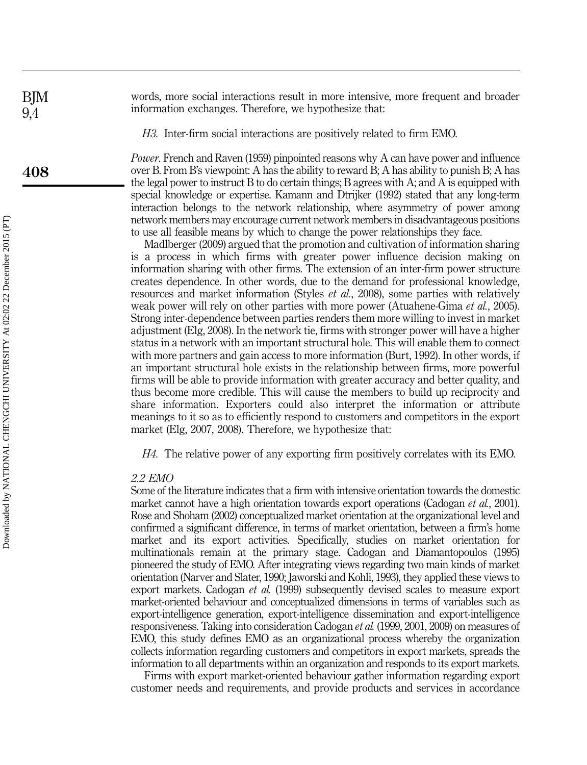words, more social interactions result in more intensive, more frequent and broader information exchanges. Therefore, we hypothesize that:

*H3*. Inter-firm social interactions are positively related to firm EMO.

*Power*. French and Raven (1959) pinpointed reasons why A can have power and influence over B. From B's viewpoint: A has the ability to reward B; A has ability to punish B; A has the legal power to instruct B to do certain things; B agrees with A; and A is equipped with special knowledge or expertise. Kamann and Dtrijker (1992) stated that any long-term interaction belongs to the network relationship, where asymmetry of power among network members may encourage current network members in disadvantageous positions to use all feasible means by which to change the power relationships they face.

Madlberger (2009) argued that the promotion and cultivation of information sharing is a process in which firms with greater power influence decision making on information sharing with other firms. The extension of an inter-firm power structure creates dependence. In other words, due to the demand for professional knowledge, resources and market information (Styles *et al.*, 2008), some parties with relatively weak power will rely on other parties with more power (Atuahene-Gima *et al.*, 2005). Strong inter-dependence between parties renders them more willing to invest in market adjustment (Elg, 2008). In the network tie, firms with stronger power will have a higher status in a network with an important structural hole. This will enable them to connect with more partners and gain access to more information (Burt, 1992). In other words, if an important structural hole exists in the relationship between firms, more powerful firms will be able to provide information with greater accuracy and better quality, and thus become more credible. This will cause the members to build up reciprocity and share information. Exporters could also interpret the information or attribute meanings to it so as to efficiently respond to customers and competitors in the export market (Elg, 2007, 2008). Therefore, we hypothesize that:

*H4*. The relative power of any exporting firm positively correlates with its EMO.

### *2.2 EMO*

Some of the literature indicates that a firm with intensive orientation towards the domestic market cannot have a high orientation towards export operations (Cadogan *et al.*, 2001). Rose and Shoham (2002) conceptualized market orientation at the organizational level and confirmed a significant difference, in terms of market orientation, between a firm's home market and its export activities. Specifically, studies on market orientation for multinationals remain at the primary stage. Cadogan and Diamantopoulos (1995) pioneered the study of EMO. After integrating views regarding two main kinds of market orientation (Narver and Slater, 1990; Jaworski and Kohli, 1993), they applied these views to export markets. Cadogan *et al.* (1999) subsequently devised scales to measure export market-oriented behaviour and conceptualized dimensions in terms of variables such as export-intelligence generation, export-intelligence dissemination and export-intelligence responsiveness. Taking into consideration Cadogan *et al.* (1999, 2001, 2009) on measures of EMO, this study defines EMO as an organizational process whereby the organization collects information regarding customers and competitors in export markets, spreads the information to all departments within an organization and responds to its export markets.

Firms with export market-oriented behaviour gather information regarding export customer needs and requirements, and provide products and services in accordance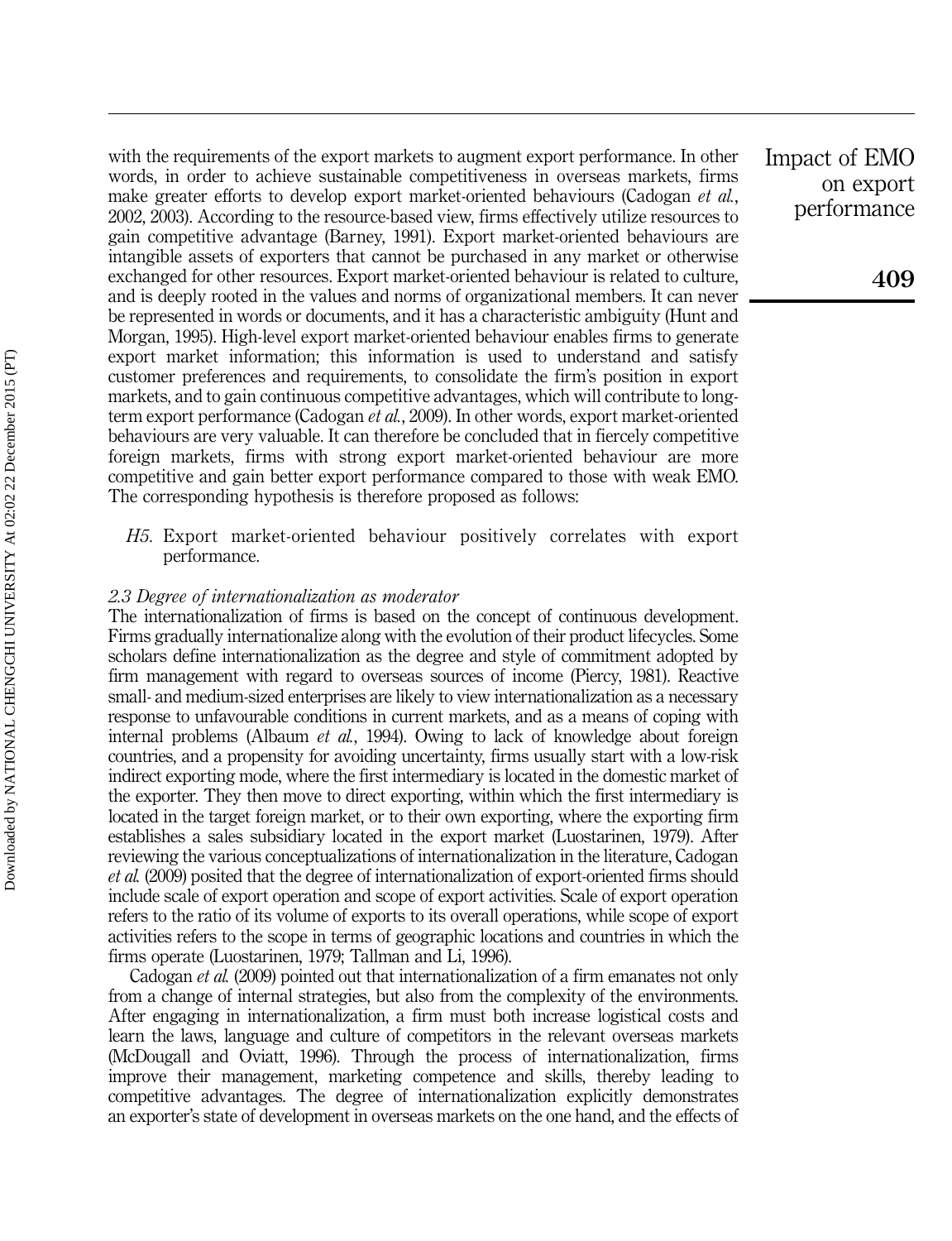with the requirements of the export markets to augment export performance. In other words, in order to achieve sustainable competitiveness in overseas markets, firms make greater efforts to develop export market-oriented behaviours (Cadogan *et al.*, 2002, 2003). According to the resource-based view, firms effectively utilize resources to gain competitive advantage (Barney, 1991). Export market-oriented behaviours are intangible assets of exporters that cannot be purchased in any market or otherwise exchanged for other resources. Export market-oriented behaviour is related to culture, and is deeply rooted in the values and norms of organizational members. It can never be represented in words or documents, and it has a characteristic ambiguity (Hunt and Morgan, 1995). High-level export market-oriented behaviour enables firms to generate export market information; this information is used to understand and satisfy customer preferences and requirements, to consolidate the firm's position in export markets, and to gain continuous competitive advantages, which will contribute to long-term export performance (Cadogan *et al.*, 2009). In other words, export market-oriented behaviours are very valuable. It can therefore be concluded that in fiercely competitive foreign markets, firms with strong export market-oriented behaviour are more competitive and gain better export performance compared to those with weak EMO. The corresponding hypothesis is therefore proposed as follows:

*H5*. Export market-oriented behaviour positively correlates with export performance.

### *2.3 Degree of internationalization as moderator*

The internationalization of firms is based on the concept of continuous development. Firms gradually internationalize along with the evolution of their product lifecycles. Some scholars define internationalization as the degree and style of commitment adopted by firm management with regard to overseas sources of income (Piercy, 1981). Reactive small- and medium-sized enterprises are likely to view internationalization as a necessary response to unfavourable conditions in current markets, and as a means of coping with internal problems (Albaum *et al.*, 1994). Owing to lack of knowledge about foreign countries, and a propensity for avoiding uncertainty, firms usually start with a low-risk indirect exporting mode, where the first intermediary is located in the domestic market of the exporter. They then move to direct exporting, within which the first intermediary is located in the target foreign market, or to their own exporting, where the exporting firm establishes a sales subsidiary located in the export market (Luostarinen, 1979). After reviewing the various conceptualizations of internationalization in the literature, Cadogan *et al.* (2009) posited that the degree of internationalization of export-oriented firms should include scale of export operation and scope of export activities. Scale of export operation refers to the ratio of its volume of exports to its overall operations, while scope of export activities refers to the scope in terms of geographic locations and countries in which the firms operate (Luostarinen, 1979; Tallman and Li, 1996).

Cadogan *et al.* (2009) pointed out that internationalization of a firm emanates not only from a change of internal strategies, but also from the complexity of the environments. After engaging in internationalization, a firm must both increase logistical costs and learn the laws, language and culture of competitors in the relevant overseas markets (McDougall and Oviatt, 1996). Through the process of internationalization, firms improve their management, marketing competence and skills, thereby leading to competitive advantages. The degree of internationalization explicitly demonstrates an exporter's state of development in overseas markets on the one hand, and the effects of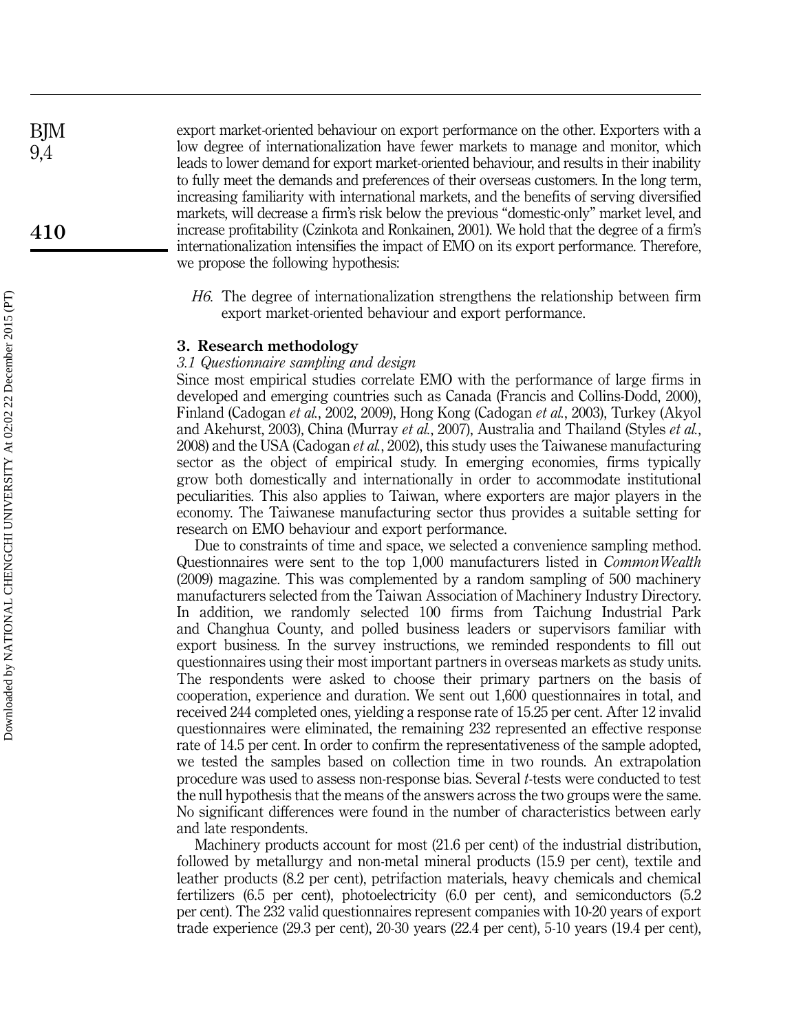export market-oriented behaviour on export performance on the other. Exporters with a low degree of internationalization have fewer markets to manage and monitor, which leads to lower demand for export market-oriented behaviour, and results in their inability to fully meet the demands and preferences of their overseas customers. In the long term, increasing familiarity with international markets, and the benefits of serving diversified markets, will decrease a firm's risk below the previous "domestic-only" market level, and increase profitability (Czinkota and Ronkainen, 2001). We hold that the degree of a firm's internationalization intensifies the impact of EMO on its export performance. Therefore, we propose the following hypothesis:

> *H6*. The degree of internationalization strengthens the relationship between firm export market-oriented behaviour and export performance.

## 3. Research methodology

### *3.1 Questionnaire sampling and design*

Since most empirical studies correlate EMO with the performance of large firms in developed and emerging countries such as Canada (Francis and Collins-Dodd, 2000), Finland (Cadogan *et al.*, 2002, 2009), Hong Kong (Cadogan *et al.*, 2003), Turkey (Akyol and Akehurst, 2003), China (Murray *et al.*, 2007), Australia and Thailand (Styles *et al.*, 2008) and the USA (Cadogan *et al.*, 2002), this study uses the Taiwanese manufacturing sector as the object of empirical study. In emerging economies, firms typically grow both domestically and internationally in order to accommodate institutional peculiarities. This also applies to Taiwan, where exporters are major players in the economy. The Taiwanese manufacturing sector thus provides a suitable setting for research on EMO behaviour and export performance.

Due to constraints of time and space, we selected a convenience sampling method. Questionnaires were sent to the top 1,000 manufacturers listed in *CommonWealth* (2009) magazine. This was complemented by a random sampling of 500 machinery manufacturers selected from the Taiwan Association of Machinery Industry Directory. In addition, we randomly selected 100 firms from Taichung Industrial Park and Changhua County, and polled business leaders or supervisors familiar with export business. In the survey instructions, we reminded respondents to fill out questionnaires using their most important partners in overseas markets as study units. The respondents were asked to choose their primary partners on the basis of cooperation, experience and duration. We sent out 1,600 questionnaires in total, and received 244 completed ones, yielding a response rate of 15.25 per cent. After 12 invalid questionnaires were eliminated, the remaining 232 represented an effective response rate of 14.5 per cent. In order to confirm the representativeness of the sample adopted, we tested the samples based on collection time in two rounds. An extrapolation procedure was used to assess non-response bias. Several *t*-tests were conducted to test the null hypothesis that the means of the answers across the two groups were the same. No significant differences were found in the number of characteristics between early and late respondents.

Machinery products account for most (21.6 per cent) of the industrial distribution, followed by metallurgy and non-metal mineral products (15.9 per cent), textile and leather products (8.2 per cent), petrifaction materials, heavy chemicals and chemical fertilizers (6.5 per cent), photoelectricity (6.0 per cent), and semiconductors (5.2 per cent). The 232 valid questionnaires represent companies with 10-20 years of export trade experience (29.3 per cent), 20-30 years (22.4 per cent), 5-10 years (19.4 per cent),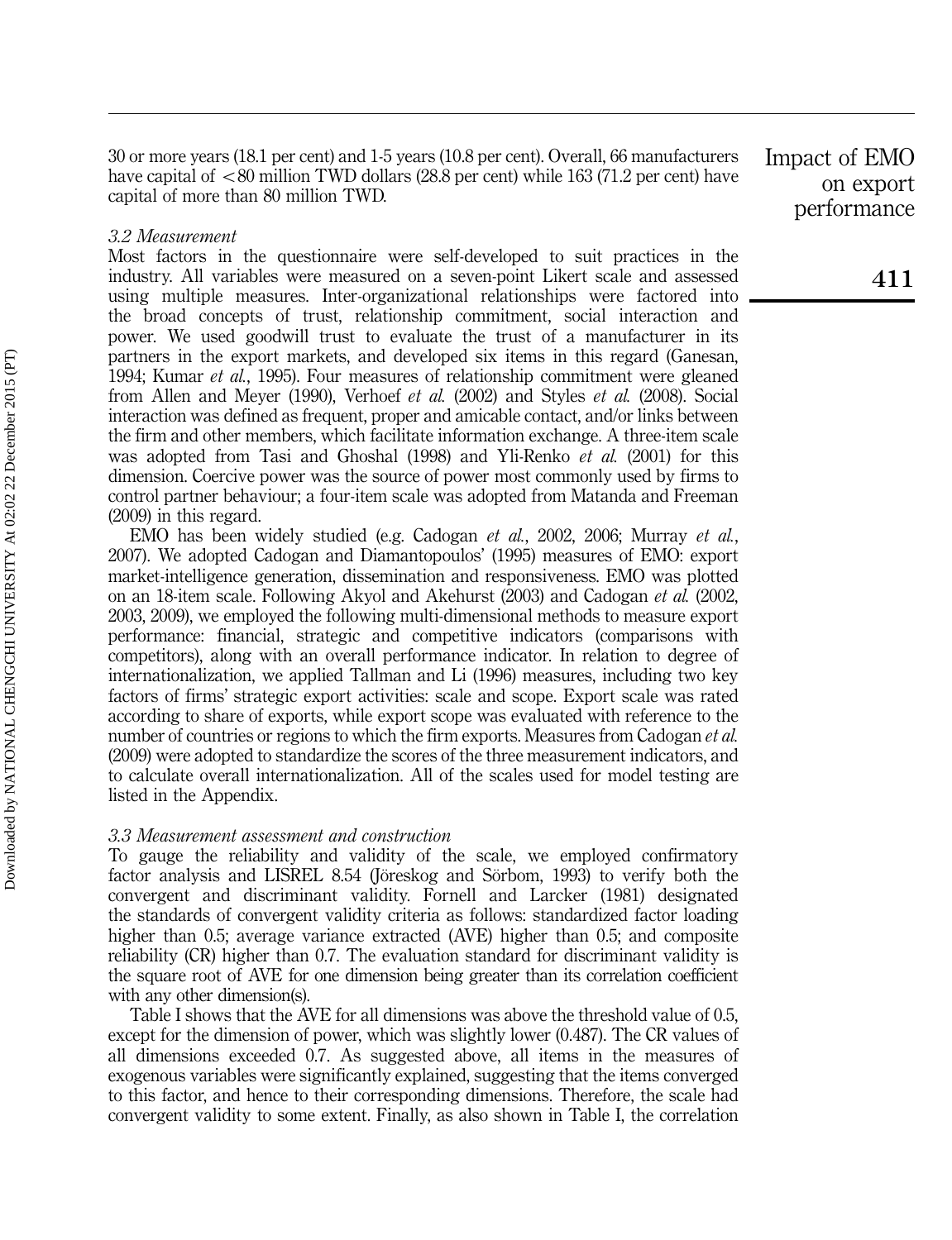30 or more years (18.1 per cent) and 1-5 years (10.8 per cent). Overall, 66 manufacturers have capital of $<80$ million TWD dollars (28.8 per cent) while 163 (71.2 per cent) have capital of more than 80 million TWD.

### *3.2 Measurement*

Most factors in the questionnaire were self-developed to suit practices in the industry. All variables were measured on a seven-point Likert scale and assessed using multiple measures. Inter-organizational relationships were factored into the broad concepts of trust, relationship commitment, social interaction and power. We used goodwill trust to evaluate the trust of a manufacturer in its partners in the export markets, and developed six items in this regard (Ganesan, 1994; Kumar *et al.*, 1995). Four measures of relationship commitment were gleaned from Allen and Meyer (1990), Verhoef *et al.* (2002) and Styles *et al.* (2008). Social interaction was defined as frequent, proper and amicable contact, and/or links between the firm and other members, which facilitate information exchange. A three-item scale was adopted from Tasi and Ghoshal (1998) and Yli-Renko *et al.* (2001) for this dimension. Coercive power was the source of power most commonly used by firms to control partner behaviour; a four-item scale was adopted from Matanda and Freeman (2009) in this regard.

EMO has been widely studied (e.g. Cadogan *et al.*, 2002, 2006; Murray *et al.*, 2007). We adopted Cadogan and Diamantopoulos' (1995) measures of EMO: export market-intelligence generation, dissemination and responsiveness. EMO was plotted on an 18-item scale. Following Akyol and Akehurst (2003) and Cadogan *et al.* (2002, 2003, 2009), we employed the following multi-dimensional methods to measure export performance: financial, strategic and competitive indicators (comparisons with competitors), along with an overall performance indicator. In relation to degree of internationalization, we applied Tallman and Li (1996) measures, including two key factors of firms' strategic export activities: scale and scope. Export scale was rated according to share of exports, while export scope was evaluated with reference to the number of countries or regions to which the firm exports. Measures from Cadogan *et al.* (2009) were adopted to standardize the scores of the three measurement indicators, and to calculate overall internationalization. All of the scales used for model testing are listed in the Appendix.

### *3.3 Measurement assessment and construction*

To gauge the reliability and validity of the scale, we employed confirmatory factor analysis and LISREL 8.54 (Jöreskog and Sörbom, 1993) to verify both the convergent and discriminant validity. Fornell and Larcker (1981) designated the standards of convergent validity criteria as follows: standardized factor loading higher than 0.5; average variance extracted (AVE) higher than 0.5; and composite reliability (CR) higher than 0.7. The evaluation standard for discriminant validity is the square root of AVE for one dimension being greater than its correlation coefficient with any other dimension(s).

Table I shows that the AVE for all dimensions was above the threshold value of 0.5, except for the dimension of power, which was slightly lower (0.487). The CR values of all dimensions exceeded 0.7. As suggested above, all items in the measures of exogenous variables were significantly explained, suggesting that the items converged to this factor, and hence to their corresponding dimensions. Therefore, the scale had convergent validity to some extent. Finally, as also shown in Table I, the correlation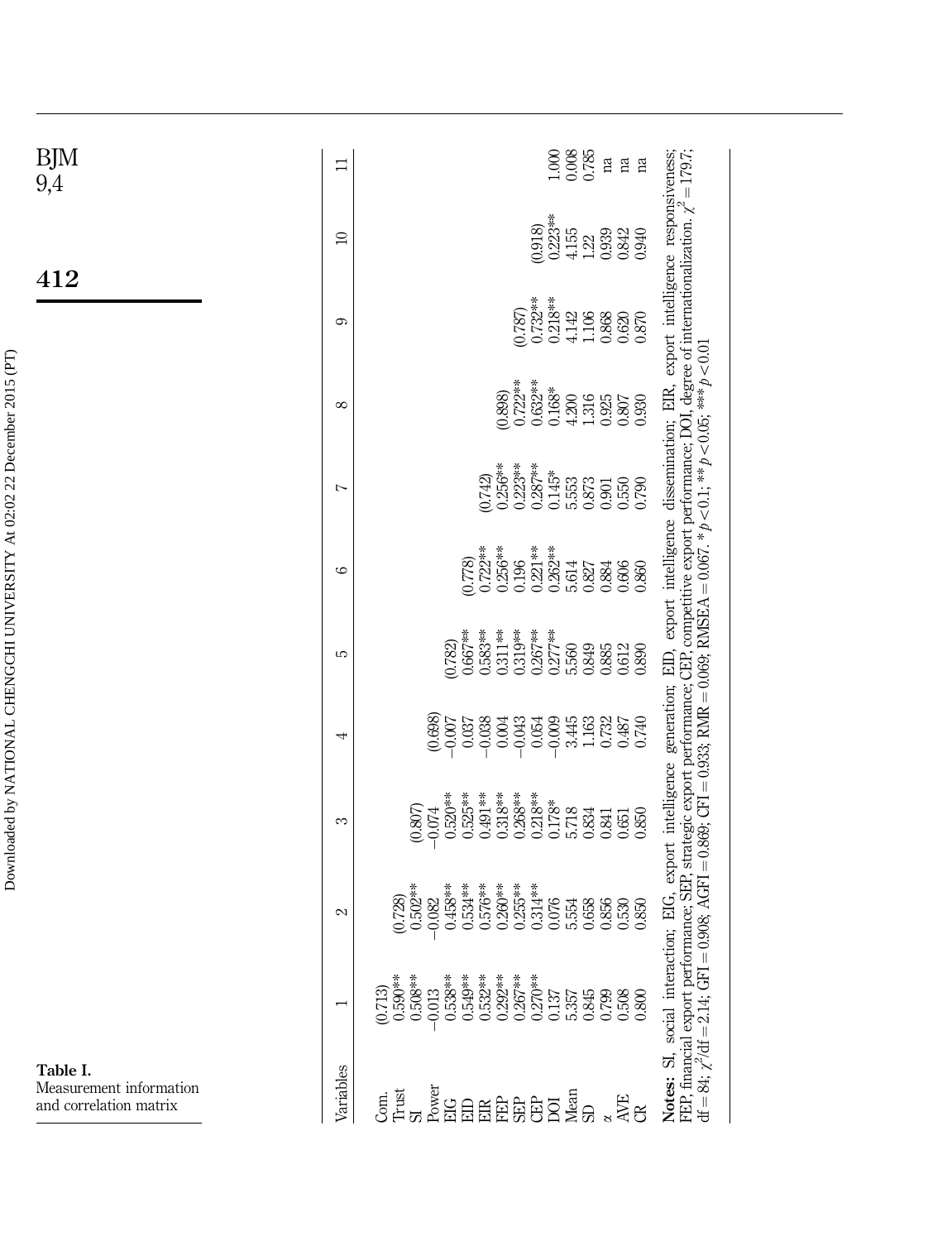**Table I.** Measurement information and correlation matrix

| Variables | 1 | 2 | 3 | 4 | 5 | 6 | 7 | 8 | 9 | 10 | 11 |
|---|---|---|---|---|---|---|---|---|---|---|---|
| Com. | (0.713) | | | | | | | | | | |
| Trust | 0.590** | (0.728) | | | | | | | | | |
| SI | 0.508** | 0.502** | (0.807) | | | | | | | | |
| Power | −0.013 | −0.082 | −0.074 | (0.698) | | | | | | | |
| EIG | 0.538** | 0.458** | 0.520** | −0.007 | (0.782) | | | | | | |
| EID | 0.549** | 0.534** | 0.525** | 0.037 | 0.667** | (0.778) | | | | | |
| EIR | 0.532** | 0.576** | 0.491** | −0.038 | 0.583** | 0.722** | (0.742) | | | | |
| FEP | 0.292** | 0.260** | 0.318** | 0.004 | 0.311** | 0.256** | 0.256** | (0.898) | | | |
| SEP | 0.267** | 0.255** | 0.268** | −0.043 | 0.319** | 0.196 | 0.223** | 0.722** | (0.787) | | |
| CEP | 0.270** | 0.314** | 0.218** | 0.054 | 0.267** | 0.221** | 0.287** | 0.632** | 0.732** | (0.918) | |
| DOI | 0.137 | 0.076 | 0.178* | −0.009 | 0.277** | 0.262** | 0.145* | 0.168* | 0.218** | 0.223** | 1.000 |
| Mean | 5.357 | 5.554 | 5.718 | 3.445 | 5.560 | 5.614 | 5.553 | 4.200 | 4.142 | 4.155 | 0.008 |
| SD | 0.845 | 0.658 | 0.834 | 1.163 | 0.849 | 0.827 | 0.873 | 1.316 | 1.106 | 1.22 | 0.785 |
| α | 0.799 | 0.856 | 0.841 | 0.732 | 0.885 | 0.884 | 0.901 | 0.925 | 0.868 | 0.939 | na |
| AVE | 0.508 | 0.530 | 0.651 | 0.487 | 0.612 | 0.606 | 0.550 | 0.807 | 0.620 | 0.842 | na |
| CR | 0.800 | 0.850 | 0.850 | 0.740 | 0.890 | 0.860 | 0.790 | 0.930 | 0.870 | 0.940 | na |

**Notes:** SI, social interaction; EIG, export intelligence generation; EID, export intelligence dissemination; EIR, export intelligence responsiveness; FEP, financial export performance; SEP, strategic export performance; CEP, competitive export performance; DOI, degree of internationalization. $\chi^2 = 179.7$; df = 84; $\chi^2/\text{df} = 2.14$; GFI = 0.908; AGFI = 0.869; CFI = 0.933; RMR = 0.069; RMSEA = 0.067. $^*p < 0.1$; $^{**}p < 0.05$; $^{***}p < 0.01$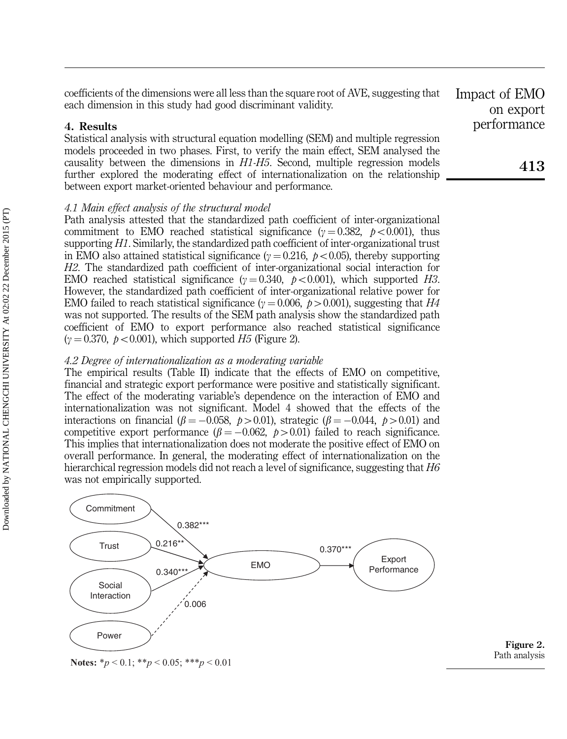coefficients of the dimensions were all less than the square root of AVE, suggesting that each dimension in this study had good discriminant validity.

## 4. Results

Statistical analysis with structural equation modelling (SEM) and multiple regression models proceeded in two phases. First, to verify the main effect, SEM analysed the causality between the dimensions in *H1*-*H5*. Second, multiple regression models further explored the moderating effect of internationalization on the relationship between export market-oriented behaviour and performance.

### *4.1 Main effect analysis of the structural model*

Path analysis attested that the standardized path coefficient of inter-organizational commitment to EMO reached statistical significance ($\gamma = 0.382$, $p < 0.001$), thus supporting *H1*. Similarly, the standardized path coefficient of inter-organizational trust in EMO also attained statistical significance ($\gamma = 0.216$, $p < 0.05$), thereby supporting *H2*. The standardized path coefficient of inter-organizational social interaction for EMO reached statistical significance ($\gamma = 0.340$, $p < 0.001$), which supported *H3*. However, the standardized path coefficient of inter-organizational relative power for EMO failed to reach statistical significance ($\gamma = 0.006$, $p > 0.001$), suggesting that *H4* was not supported. The results of the SEM path analysis show the standardized path coefficient of EMO to export performance also reached statistical significance ($\gamma = 0.370$, $p < 0.001$), which supported *H5* (Figure 2).

### *4.2 Degree of internationalization as a moderating variable*

The empirical results (Table II) indicate that the effects of EMO on competitive, financial and strategic export performance were positive and statistically significant. The effect of the moderating variable's dependence on the interaction of EMO and internationalization was not significant. Model 4 showed that the effects of the interactions on financial ($\beta = -0.058$, $p > 0.01$), strategic ($\beta = -0.044$, $p > 0.01$) and competitive export performance ($\beta = -0.062$, $p > 0.01$) failed to reach significance. This implies that internationalization does not moderate the positive effect of EMO on overall performance. In general, the moderating effect of internationalization on the hierarchical regression models did not reach a level of significance, suggesting that *H6* was not empirically supported.

**Notes:** $^{*}p < 0.1$; $^{**}p < 0.05$; $^{***}p < 0.01$

**Figure 2.** Path analysis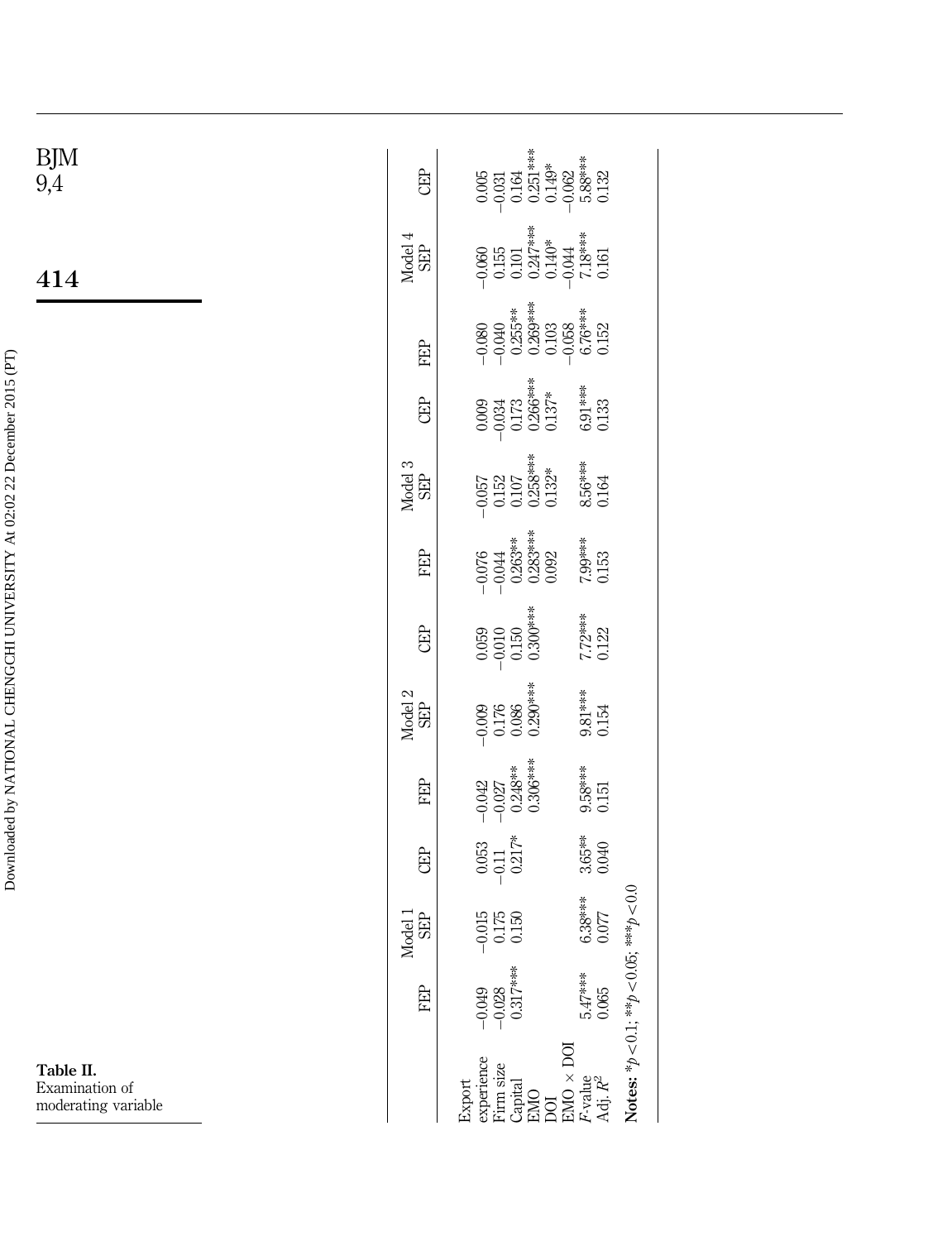**Table II.** Examination of moderating variable

| | Model 1 | | | Model 2 | | | Model 3 | | | Model 4 | | |
|---|---|---|---|---|---|---|---|---|---|---|---|---|
| | FEP | SEP | CEP | FEP | SEP | CEP | FEP | SEP | CEP | FEP | SEP | CEP |
| Export experience | −0.049 | −0.015 | 0.053 | −0.042 | −0.009 | 0.059 | −0.076 | −0.057 | 0.009 | −0.080 | −0.060 | 0.005 |
| Firm size | −0.028 | 0.175 | −0.11 | −0.027 | 0.176 | −0.010 | −0.044 | 0.152 | −0.034 | −0.040 | 0.155 | −0.031 |
| Capital | 0.317*** | 0.150 | 0.217* | 0.248** | 0.086 | 0.150 | 0.263** | 0.107 | 0.173 | 0.255** | 0.101 | 0.164 |
| EMO | | | | 0.306*** | 0.290*** | 0.300*** | 0.283*** | 0.258*** | 0.266*** | 0.269*** | 0.247*** | 0.251*** |
| DOI | | | | | | | 0.092 | 0.132* | 0.137* | 0.103 | 0.140* | 0.149* |
| EMO × DOI | | | | | | | | | | −0.058 | −0.044 | −0.062 |
| $F$-value | 5.47*** | 6.38*** | 3.65** | 9.58*** | 9.81*** | 7.72*** | 7.99*** | 8.56*** | 6.91*** | 6.76*** | 7.18*** | 5.88*** |
| Adj. $R^2$ | 0.065 | 0.077 | 0.040 | 0.151 | 0.154 | 0.122 | 0.153 | 0.164 | 0.133 | 0.152 | 0.161 | 0.132 |

**Notes:** $^{*}p<0.1$; $^{**}p<0.05$; $^{***}p<0.0$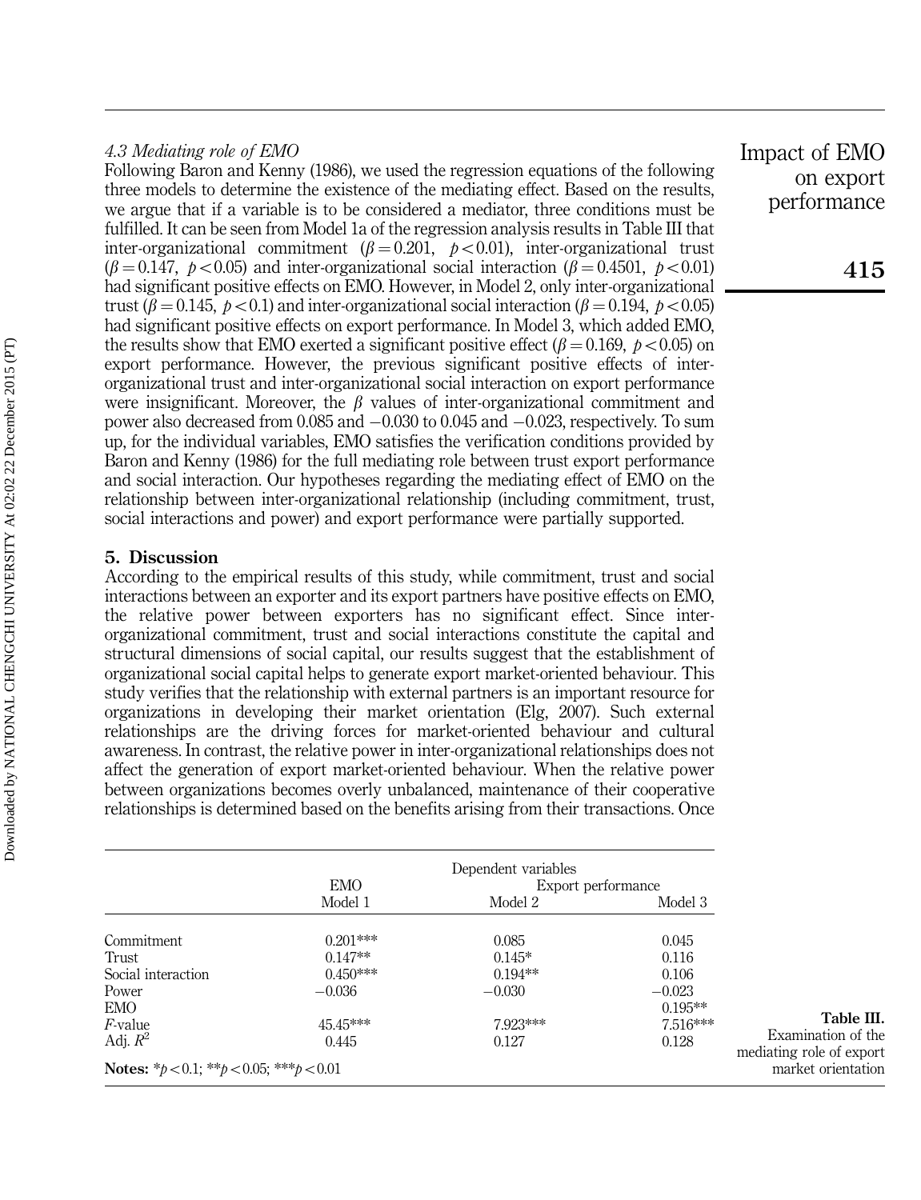### 4.3 Mediating role of EMO

Following Baron and Kenny (1986), we used the regression equations of the following three models to determine the existence of the mediating effect. Based on the results, we argue that if a variable is to be considered a mediator, three conditions must be fulfilled. It can be seen from Model 1a of the regression analysis results in Table III that inter-organizational commitment ($\beta = 0.201$, $p < 0.01$), inter-organizational trust ($\beta = 0.147$, $p < 0.05$) and inter-organizational social interaction ($\beta = 0.4501$, $p < 0.01$) had significant positive effects on EMO. However, in Model 2, only inter-organizational trust ($\beta = 0.145$, $p < 0.1$) and inter-organizational social interaction ($\beta = 0.194$, $p < 0.05$) had significant positive effects on export performance. In Model 3, which added EMO, the results show that EMO exerted a significant positive effect ($\beta = 0.169$, $p < 0.05$) on export performance. However, the previous significant positive effects of inter-organizational trust and inter-organizational social interaction on export performance were insignificant. Moreover, the $\beta$ values of inter-organizational commitment and power also decreased from 0.085 and −0.030 to 0.045 and −0.023, respectively. To sum up, for the individual variables, EMO satisfies the verification conditions provided by Baron and Kenny (1986) for the full mediating role between trust export performance and social interaction. Our hypotheses regarding the mediating effect of EMO on the relationship between inter-organizational relationship (including commitment, trust, social interactions and power) and export performance were partially supported.

## 5. Discussion

According to the empirical results of this study, while commitment, trust and social interactions between an exporter and its export partners have positive effects on EMO, the relative power between exporters has no significant effect. Since inter-organizational commitment, trust and social interactions constitute the capital and structural dimensions of social capital, our results suggest that the establishment of organizational social capital helps to generate export market-oriented behaviour. This study verifies that the relationship with external partners is an important resource for organizations in developing their market orientation (Elg, 2007). Such external relationships are the driving forces for market-oriented behaviour and cultural awareness. In contrast, the relative power in inter-organizational relationships does not affect the generation of export market-oriented behaviour. When the relative power between organizations becomes overly unbalanced, maintenance of their cooperative relationships is determined based on the benefits arising from their transactions. Once

| | Dependent variables | | |
|---|---|---|---|
| | EMO | Export performance | |
| | Model 1 | Model 2 | Model 3 |
| Commitment | 0.201*** | 0.085 | 0.045 |
| Trust | 0.147** | 0.145* | 0.116 |
| Social interaction | 0.450*** | 0.194** | 0.106 |
| Power | −0.036 | −0.030 | −0.023 |
| EMO | | | 0.195** |
| $F$-value | 45.45*** | 7.923*** | 7.516*** |
| Adj. $R^2$ | 0.445 | 0.127 | 0.128 |

**Notes:** *$p < 0.1$; **$p < 0.05$; ***$p < 0.01$

**Table III.** Examination of the mediating role of export market orientation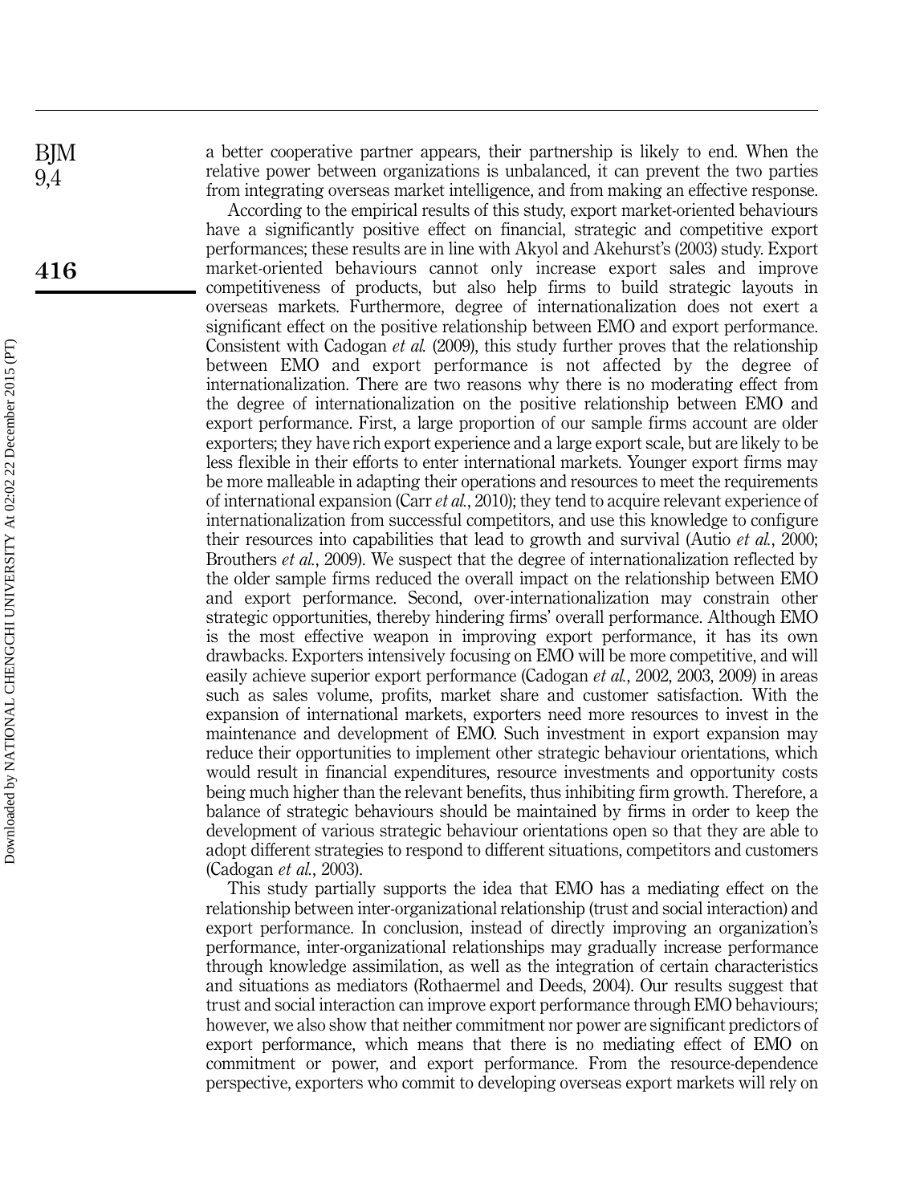a better cooperative partner appears, their partnership is likely to end. When the relative power between organizations is unbalanced, it can prevent the two parties from integrating overseas market intelligence, and from making an effective response.

According to the empirical results of this study, export market-oriented behaviours have a significantly positive effect on financial, strategic and competitive export performances; these results are in line with Akyol and Akehurst's (2003) study. Export market-oriented behaviours cannot only increase export sales and improve competitiveness of products, but also help firms to build strategic layouts in overseas markets. Furthermore, degree of internationalization does not exert a significant effect on the positive relationship between EMO and export performance. Consistent with Cadogan *et al.* (2009), this study further proves that the relationship between EMO and export performance is not affected by the degree of internationalization. There are two reasons why there is no moderating effect from the degree of internationalization on the positive relationship between EMO and export performance. First, a large proportion of our sample firms account are older exporters; they have rich export experience and a large export scale, but are likely to be less flexible in their efforts to enter international markets. Younger export firms may be more malleable in adapting their operations and resources to meet the requirements of international expansion (Carr *et al.*, 2010); they tend to acquire relevant experience of internationalization from successful competitors, and use this knowledge to configure their resources into capabilities that lead to growth and survival (Autio *et al.*, 2000; Brouthers *et al.*, 2009). We suspect that the degree of internationalization reflected by the older sample firms reduced the overall impact on the relationship between EMO and export performance. Second, over-internationalization may constrain other strategic opportunities, thereby hindering firms' overall performance. Although EMO is the most effective weapon in improving export performance, it has its own drawbacks. Exporters intensively focusing on EMO will be more competitive, and will easily achieve superior export performance (Cadogan *et al.*, 2002, 2003, 2009) in areas such as sales volume, profits, market share and customer satisfaction. With the expansion of international markets, exporters need more resources to invest in the maintenance and development of EMO. Such investment in export expansion may reduce their opportunities to implement other strategic behaviour orientations, which would result in financial expenditures, resource investments and opportunity costs being much higher than the relevant benefits, thus inhibiting firm growth. Therefore, a balance of strategic behaviours should be maintained by firms in order to keep the development of various strategic behaviour orientations open so that they are able to adopt different strategies to respond to different situations, competitors and customers (Cadogan *et al.*, 2003).

This study partially supports the idea that EMO has a mediating effect on the relationship between inter-organizational relationship (trust and social interaction) and export performance. In conclusion, instead of directly improving an organization's performance, inter-organizational relationships may gradually increase performance through knowledge assimilation, as well as the integration of certain characteristics and situations as mediators (Rothaermel and Deeds, 2004). Our results suggest that trust and social interaction can improve export performance through EMO behaviours; however, we also show that neither commitment nor power are significant predictors of export performance, which means that there is no mediating effect of EMO on commitment or power, and export performance. From the resource-dependence perspective, exporters who commit to developing overseas export markets will rely on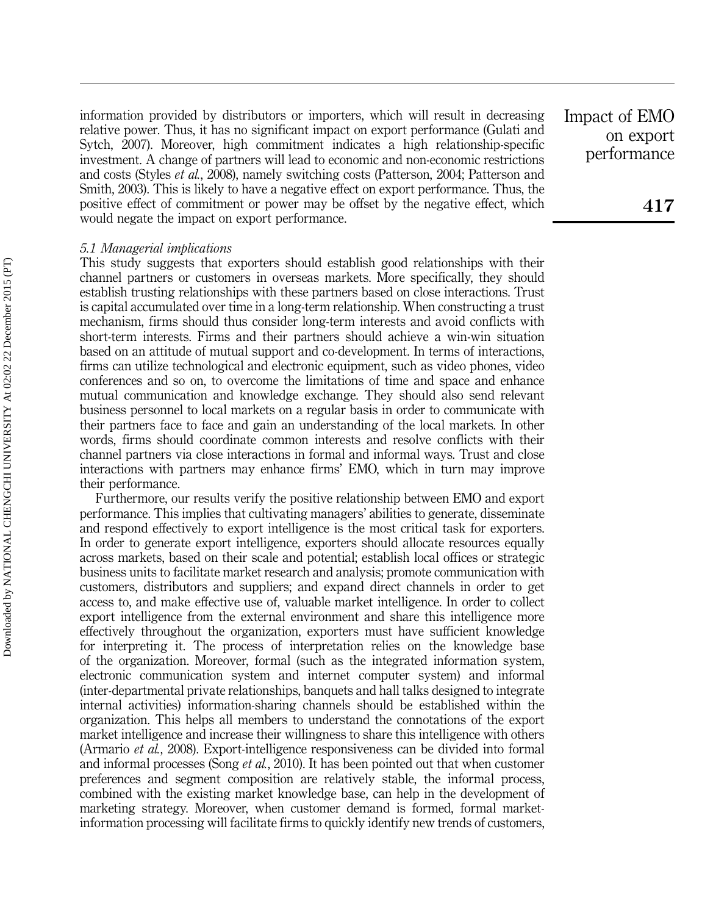information provided by distributors or importers, which will result in decreasing relative power. Thus, it has no significant impact on export performance (Gulati and Sytch, 2007). Moreover, high commitment indicates a high relationship-specific investment. A change of partners will lead to economic and non-economic restrictions and costs (Styles *et al.*, 2008), namely switching costs (Patterson, 2004; Patterson and Smith, 2003). This is likely to have a negative effect on export performance. Thus, the positive effect of commitment or power may be offset by the negative effect, which would negate the impact on export performance.

### *5.1 Managerial implications*

This study suggests that exporters should establish good relationships with their channel partners or customers in overseas markets. More specifically, they should establish trusting relationships with these partners based on close interactions. Trust is capital accumulated over time in a long-term relationship. When constructing a trust mechanism, firms should thus consider long-term interests and avoid conflicts with short-term interests. Firms and their partners should achieve a win-win situation based on an attitude of mutual support and co-development. In terms of interactions, firms can utilize technological and electronic equipment, such as video phones, video conferences and so on, to overcome the limitations of time and space and enhance mutual communication and knowledge exchange. They should also send relevant business personnel to local markets on a regular basis in order to communicate with their partners face to face and gain an understanding of the local markets. In other words, firms should coordinate common interests and resolve conflicts with their channel partners via close interactions in formal and informal ways. Trust and close interactions with partners may enhance firms' EMO, which in turn may improve their performance.

Furthermore, our results verify the positive relationship between EMO and export performance. This implies that cultivating managers' abilities to generate, disseminate and respond effectively to export intelligence is the most critical task for exporters. In order to generate export intelligence, exporters should allocate resources equally across markets, based on their scale and potential; establish local offices or strategic business units to facilitate market research and analysis; promote communication with customers, distributors and suppliers; and expand direct channels in order to get access to, and make effective use of, valuable market intelligence. In order to collect export intelligence from the external environment and share this intelligence more effectively throughout the organization, exporters must have sufficient knowledge for interpreting it. The process of interpretation relies on the knowledge base of the organization. Moreover, formal (such as the integrated information system, electronic communication system and internet computer system) and informal (inter-departmental private relationships, banquets and hall talks designed to integrate internal activities) information-sharing channels should be established within the organization. This helps all members to understand the connotations of the export market intelligence and increase their willingness to share this intelligence with others (Armario *et al.*, 2008). Export-intelligence responsiveness can be divided into formal and informal processes (Song *et al.*, 2010). It has been pointed out that when customer preferences and segment composition are relatively stable, the informal process, combined with the existing market knowledge base, can help in the development of marketing strategy. Moreover, when customer demand is formed, formal market-information processing will facilitate firms to quickly identify new trends of customers,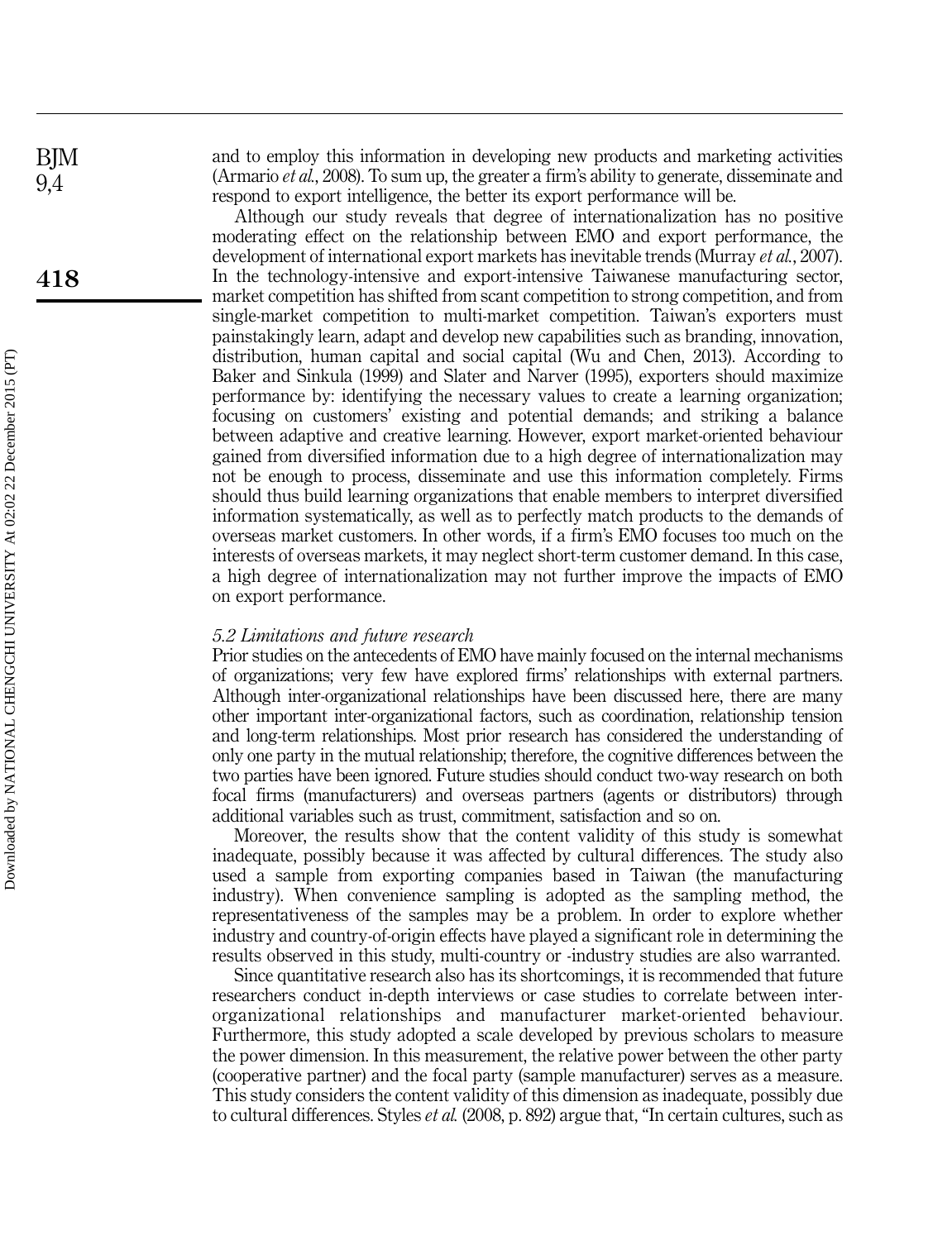and to employ this information in developing new products and marketing activities (Armario *et al.*, 2008). To sum up, the greater a firm's ability to generate, disseminate and respond to export intelligence, the better its export performance will be.

Although our study reveals that degree of internationalization has no positive moderating effect on the relationship between EMO and export performance, the development of international export markets has inevitable trends (Murray *et al.*, 2007). In the technology-intensive and export-intensive Taiwanese manufacturing sector, market competition has shifted from scant competition to strong competition, and from single-market competition to multi-market competition. Taiwan's exporters must painstakingly learn, adapt and develop new capabilities such as branding, innovation, distribution, human capital and social capital (Wu and Chen, 2013). According to Baker and Sinkula (1999) and Slater and Narver (1995), exporters should maximize performance by: identifying the necessary values to create a learning organization; focusing on customers' existing and potential demands; and striking a balance between adaptive and creative learning. However, export market-oriented behaviour gained from diversified information due to a high degree of internationalization may not be enough to process, disseminate and use this information completely. Firms should thus build learning organizations that enable members to interpret diversified information systematically, as well as to perfectly match products to the demands of overseas market customers. In other words, if a firm's EMO focuses too much on the interests of overseas markets, it may neglect short-term customer demand. In this case, a high degree of internationalization may not further improve the impacts of EMO on export performance.

### *5.2 Limitations and future research*

Prior studies on the antecedents of EMO have mainly focused on the internal mechanisms of organizations; very few have explored firms' relationships with external partners. Although inter-organizational relationships have been discussed here, there are many other important inter-organizational factors, such as coordination, relationship tension and long-term relationships. Most prior research has considered the understanding of only one party in the mutual relationship; therefore, the cognitive differences between the two parties have been ignored. Future studies should conduct two-way research on both focal firms (manufacturers) and overseas partners (agents or distributors) through additional variables such as trust, commitment, satisfaction and so on.

Moreover, the results show that the content validity of this study is somewhat inadequate, possibly because it was affected by cultural differences. The study also used a sample from exporting companies based in Taiwan (the manufacturing industry). When convenience sampling is adopted as the sampling method, the representativeness of the samples may be a problem. In order to explore whether industry and country-of-origin effects have played a significant role in determining the results observed in this study, multi-country or -industry studies are also warranted.

Since quantitative research also has its shortcomings, it is recommended that future researchers conduct in-depth interviews or case studies to correlate between inter-organizational relationships and manufacturer market-oriented behaviour. Furthermore, this study adopted a scale developed by previous scholars to measure the power dimension. In this measurement, the relative power between the other party (cooperative partner) and the focal party (sample manufacturer) serves as a measure. This study considers the content validity of this dimension as inadequate, possibly due to cultural differences. Styles *et al.* (2008, p. 892) argue that, "In certain cultures, such as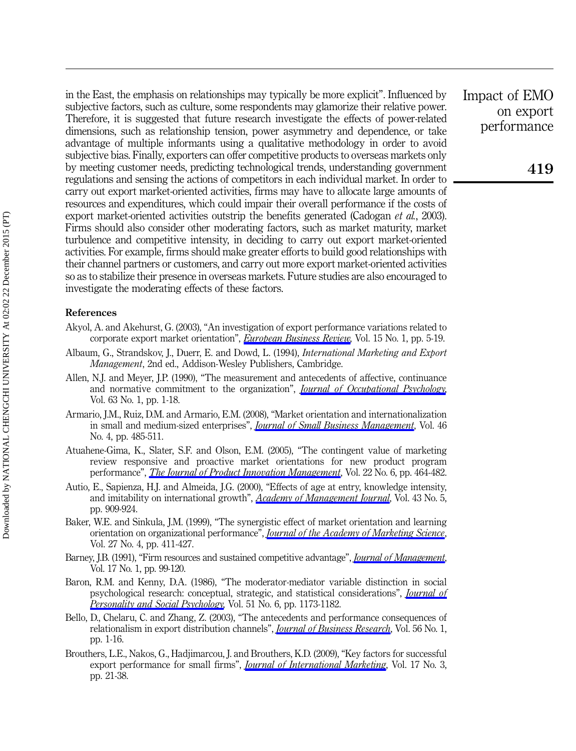in the East, the emphasis on relationships may typically be more explicit". Influenced by subjective factors, such as culture, some respondents may glamorize their relative power. Therefore, it is suggested that future research investigate the effects of power-related dimensions, such as relationship tension, power asymmetry and dependence, or take advantage of multiple informants using a qualitative methodology in order to avoid subjective bias. Finally, exporters can offer competitive products to overseas markets only by meeting customer needs, predicting technological trends, understanding government regulations and sensing the actions of competitors in each individual market. In order to carry out export market-oriented activities, firms may have to allocate large amounts of resources and expenditures, which could impair their overall performance if the costs of export market-oriented activities outstrip the benefits generated (Cadogan *et al.*, 2003). Firms should also consider other moderating factors, such as market maturity, market turbulence and competitive intensity, in deciding to carry out export market-oriented activities. For example, firms should make greater efforts to build good relationships with their channel partners or customers, and carry out more export market-oriented activities so as to stabilize their presence in overseas markets. Future studies are also encouraged to investigate the moderating effects of these factors.

## References

Akyol, A. and Akehurst, G. (2003), "An investigation of export performance variations related to corporate export market orientation", *European Business Review*, Vol. 15 No. 1, pp. 5-19.

Albaum, G., Strandskov, J., Duerr, E. and Dowd, L. (1994), *International Marketing and Export Management*, 2nd ed., Addison-Wesley Publishers, Cambridge.

Allen, N.J. and Meyer, J.P. (1990), "The measurement and antecedents of affective, continuance and normative commitment to the organization", *Journal of Occupational Psychology*, Vol. 63 No. 1, pp. 1-18.

Armario, J.M., Ruiz, D.M. and Armario, E.M. (2008), "Market orientation and internationalization in small and medium-sized enterprises", *Journal of Small Business Management*, Vol. 46 No. 4, pp. 485-511.

Atuahene-Gima, K., Slater, S.F. and Olson, E.M. (2005), "The contingent value of marketing review responsive and proactive market orientations for new product program performance", *The Journal of Product Innovation Management*, Vol. 22 No. 6, pp. 464-482.

Autio, E., Sapienza, H.J. and Almeida, J.G. (2000), "Effects of age at entry, knowledge intensity, and imitability on international growth", *Academy of Management Journal*, Vol. 43 No. 5, pp. 909-924.

Baker, W.E. and Sinkula, J.M. (1999), "The synergistic effect of market orientation and learning orientation on organizational performance", *Journal of the Academy of Marketing Science*, Vol. 27 No. 4, pp. 411-427.

Barney, J.B. (1991), "Firm resources and sustained competitive advantage", *Journal of Management*, Vol. 17 No. 1, pp. 99-120.

Baron, R.M. and Kenny, D.A. (1986), "The moderator-mediator variable distinction in social psychological research: conceptual, strategic, and statistical considerations", *Journal of Personality and Social Psychology*, Vol. 51 No. 6, pp. 1173-1182.

Bello, D., Chelaru, C. and Zhang, Z. (2003), "The antecedents and performance consequences of relationalism in export distribution channels", *Journal of Business Research*, Vol. 56 No. 1, pp. 1-16.

Brouthers, L.E., Nakos, G., Hadjimarcou, J. and Brouthers, K.D. (2009), "Key factors for successful export performance for small firms", *Journal of International Marketing*, Vol. 17 No. 3, pp. 21-38.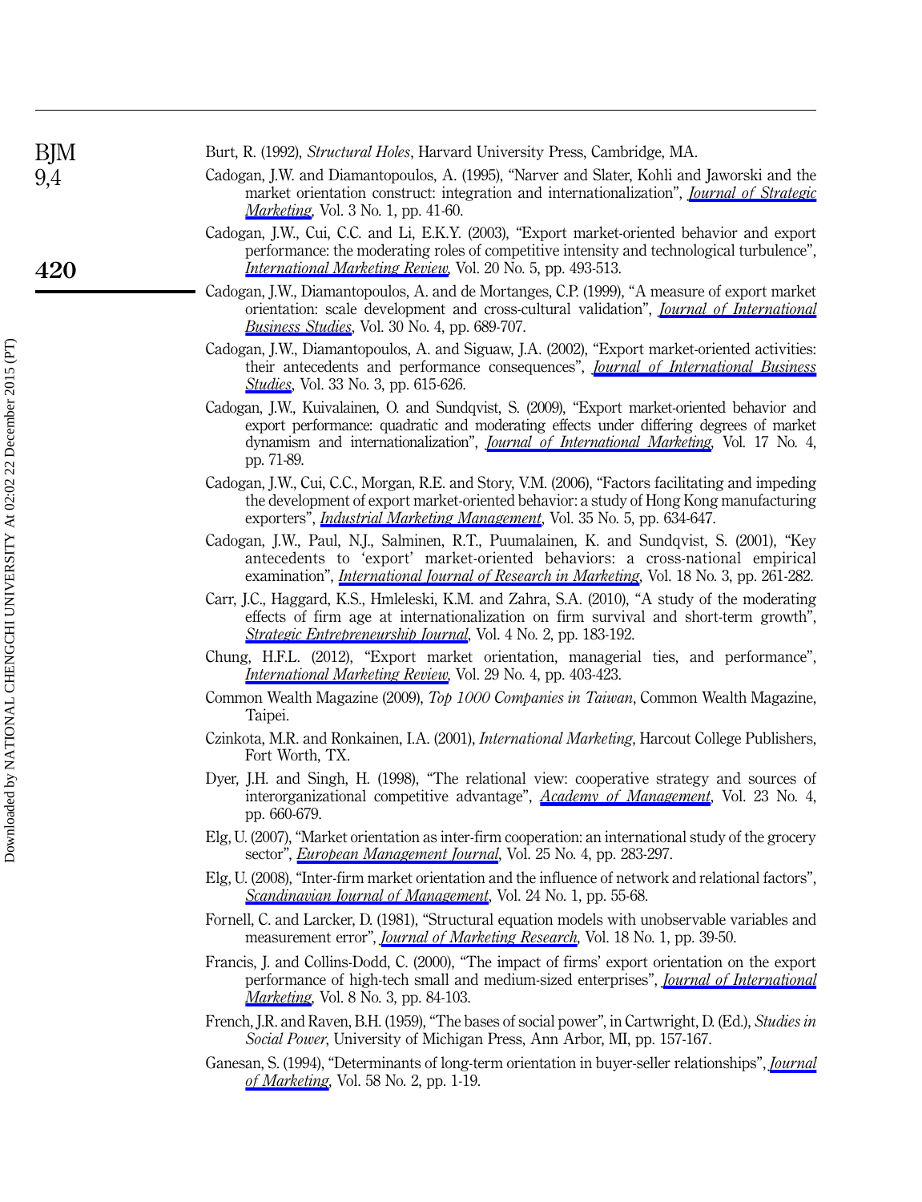Burt, R. (1992), *Structural Holes*, Harvard University Press, Cambridge, MA.

Cadogan, J.W. and Diamantopoulos, A. (1995), "Narver and Slater, Kohli and Jaworski and the market orientation construct: integration and internationalization", *Journal of Strategic Marketing*, Vol. 3 No. 1, pp. 41-60.

Cadogan, J.W., Cui, C.C. and Li, E.K.Y. (2003), "Export market-oriented behavior and export performance: the moderating roles of competitive intensity and technological turbulence", *International Marketing Review*, Vol. 20 No. 5, pp. 493-513.

Cadogan, J.W., Diamantopoulos, A. and de Mortanges, C.P. (1999), "A measure of export market orientation: scale development and cross-cultural validation", *Journal of International Business Studies*, Vol. 30 No. 4, pp. 689-707.

Cadogan, J.W., Diamantopoulos, A. and Siguaw, J.A. (2002), "Export market-oriented activities: their antecedents and performance consequences", *Journal of International Business Studies*, Vol. 33 No. 3, pp. 615-626.

Cadogan, J.W., Kuivalainen, O. and Sundqvist, S. (2009), "Export market-oriented behavior and export performance: quadratic and moderating effects under differing degrees of market dynamism and internationalization", *Journal of International Marketing*, Vol. 17 No. 4, pp. 71-89.

Cadogan, J.W., Cui, C.C., Morgan, R.E. and Story, V.M. (2006), "Factors facilitating and impeding the development of export market-oriented behavior: a study of Hong Kong manufacturing exporters", *Industrial Marketing Management*, Vol. 35 No. 5, pp. 634-647.

Cadogan, J.W., Paul, N.J., Salminen, R.T., Puumalainen, K. and Sundqvist, S. (2001), "Key antecedents to 'export' market-oriented behaviors: a cross-national empirical examination", *International Journal of Research in Marketing*, Vol. 18 No. 3, pp. 261-282.

Carr, J.C., Haggard, K.S., Hmleleski, K.M. and Zahra, S.A. (2010), "A study of the moderating effects of firm age at internationalization on firm survival and short-term growth", *Strategic Entrepreneurship Journal*, Vol. 4 No. 2, pp. 183-192.

Chung, H.F.L. (2012), "Export market orientation, managerial ties, and performance", *International Marketing Review*, Vol. 29 No. 4, pp. 403-423.

Common Wealth Magazine (2009), *Top 1000 Companies in Taiwan*, Common Wealth Magazine, Taipei.

Czinkota, M.R. and Ronkainen, I.A. (2001), *International Marketing*, Harcout College Publishers, Fort Worth, TX.

Dyer, J.H. and Singh, H. (1998), "The relational view: cooperative strategy and sources of interorganizational competitive advantage", *Academy of Management*, Vol. 23 No. 4, pp. 660-679.

Elg, U. (2007), "Market orientation as inter-firm cooperation: an international study of the grocery sector", *European Management Journal*, Vol. 25 No. 4, pp. 283-297.

Elg, U. (2008), "Inter-firm market orientation and the influence of network and relational factors", *Scandinavian Journal of Management*, Vol. 24 No. 1, pp. 55-68.

Fornell, C. and Larcker, D. (1981), "Structural equation models with unobservable variables and measurement error", *Journal of Marketing Research*, Vol. 18 No. 1, pp. 39-50.

Francis, J. and Collins-Dodd, C. (2000), "The impact of firms' export orientation on the export performance of high-tech small and medium-sized enterprises", *Journal of International Marketing*, Vol. 8 No. 3, pp. 84-103.

French, J.R. and Raven, B.H. (1959), "The bases of social power", in Cartwright, D. (Ed.), *Studies in Social Power*, University of Michigan Press, Ann Arbor, MI, pp. 157-167.

Ganesan, S. (1994), "Determinants of long-term orientation in buyer-seller relationships", *Journal of Marketing*, Vol. 58 No. 2, pp. 1-19.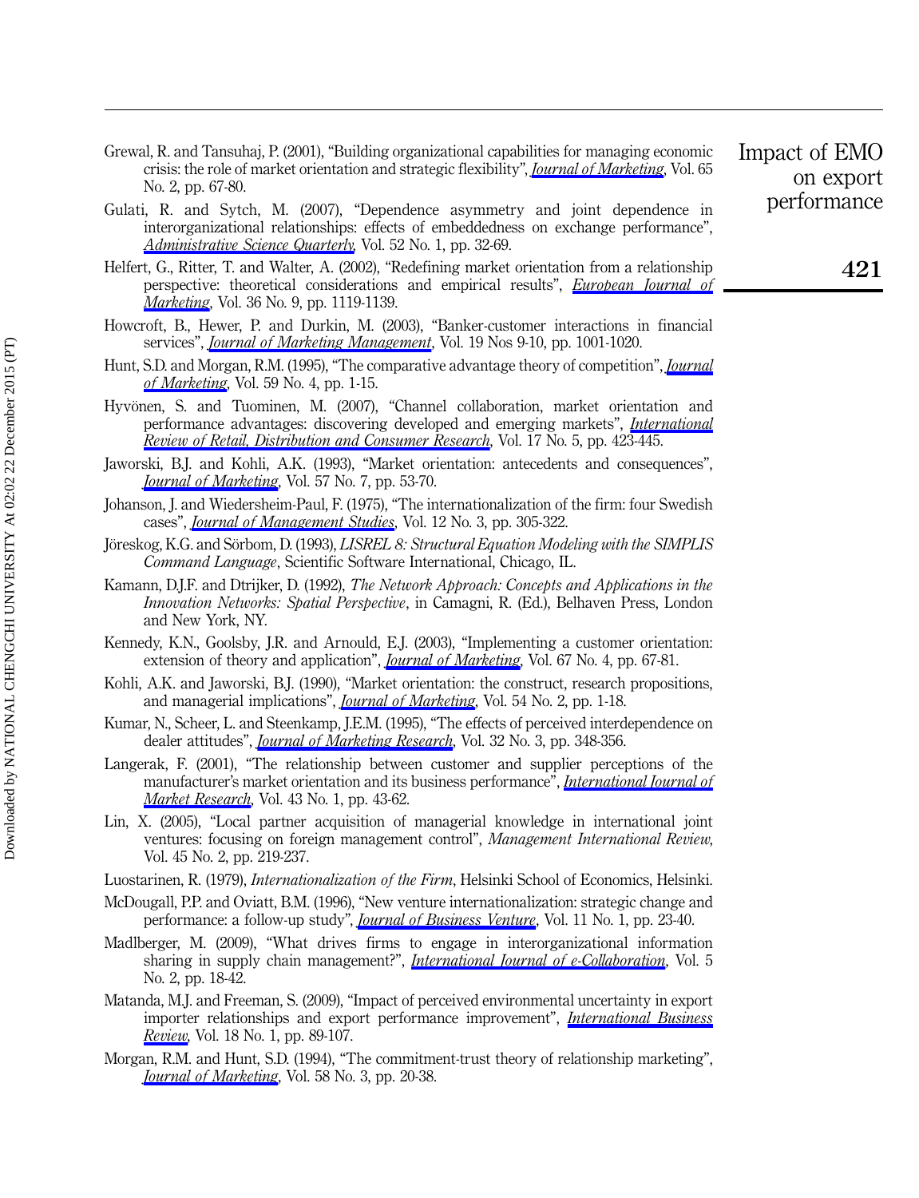Grewal, R. and Tansuhaj, P. (2001), "Building organizational capabilities for managing economic crisis: the role of market orientation and strategic flexibility", *Journal of Marketing*, Vol. 65 No. 2, pp. 67-80.

Gulati, R. and Sytch, M. (2007), "Dependence asymmetry and joint dependence in interorganizational relationships: effects of embeddedness on exchange performance", *Administrative Science Quarterly*, Vol. 52 No. 1, pp. 32-69.

Helfert, G., Ritter, T. and Walter, A. (2002), "Redefining market orientation from a relationship perspective: theoretical considerations and empirical results", *European Journal of Marketing*, Vol. 36 No. 9, pp. 1119-1139.

Howcroft, B., Hewer, P. and Durkin, M. (2003), "Banker-customer interactions in financial services", *Journal of Marketing Management*, Vol. 19 Nos 9-10, pp. 1001-1020.

Hunt, S.D. and Morgan, R.M. (1995), "The comparative advantage theory of competition", *Journal of Marketing*, Vol. 59 No. 4, pp. 1-15.

Hyvönen, S. and Tuominen, M. (2007), "Channel collaboration, market orientation and performance advantages: discovering developed and emerging markets", *International Review of Retail, Distribution and Consumer Research*, Vol. 17 No. 5, pp. 423-445.

Jaworski, B.J. and Kohli, A.K. (1993), "Market orientation: antecedents and consequences", *Journal of Marketing*, Vol. 57 No. 7, pp. 53-70.

Johanson, J. and Wiedersheim-Paul, F. (1975), "The internationalization of the firm: four Swedish cases", *Journal of Management Studies*, Vol. 12 No. 3, pp. 305-322.

Jöreskog, K.G. and Sörbom, D. (1993), *LISREL 8: Structural Equation Modeling with the SIMPLIS Command Language*, Scientific Software International, Chicago, IL.

Kamann, D.J.F. and Dtrijker, D. (1992), *The Network Approach: Concepts and Applications in the Innovation Networks: Spatial Perspective*, in Camagni, R. (Ed.), Belhaven Press, London and New York, NY.

Kennedy, K.N., Goolsby, J.R. and Arnould, E.J. (2003), "Implementing a customer orientation: extension of theory and application", *Journal of Marketing*, Vol. 67 No. 4, pp. 67-81.

Kohli, A.K. and Jaworski, B.J. (1990), "Market orientation: the construct, research propositions, and managerial implications", *Journal of Marketing*, Vol. 54 No. 2, pp. 1-18.

Kumar, N., Scheer, L. and Steenkamp, J.E.M. (1995), "The effects of perceived interdependence on dealer attitudes", *Journal of Marketing Research*, Vol. 32 No. 3, pp. 348-356.

Langerak, F. (2001), "The relationship between customer and supplier perceptions of the manufacturer's market orientation and its business performance", *International Journal of Market Research*, Vol. 43 No. 1, pp. 43-62.

Lin, X. (2005), "Local partner acquisition of managerial knowledge in international joint ventures: focusing on foreign management control", *Management International Review*, Vol. 45 No. 2, pp. 219-237.

Luostarinen, R. (1979), *Internationalization of the Firm*, Helsinki School of Economics, Helsinki.

McDougall, P.P. and Oviatt, B.M. (1996), "New venture internationalization: strategic change and performance: a follow-up study", *Journal of Business Venture*, Vol. 11 No. 1, pp. 23-40.

Madlberger, M. (2009), "What drives firms to engage in interorganizational information sharing in supply chain management?", *International Journal of e-Collaboration*, Vol. 5 No. 2, pp. 18-42.

Matanda, M.J. and Freeman, S. (2009), "Impact of perceived environmental uncertainty in export importer relationships and export performance improvement", *International Business Review*, Vol. 18 No. 1, pp. 89-107.

Morgan, R.M. and Hunt, S.D. (1994), "The commitment-trust theory of relationship marketing", *Journal of Marketing*, Vol. 58 No. 3, pp. 20-38.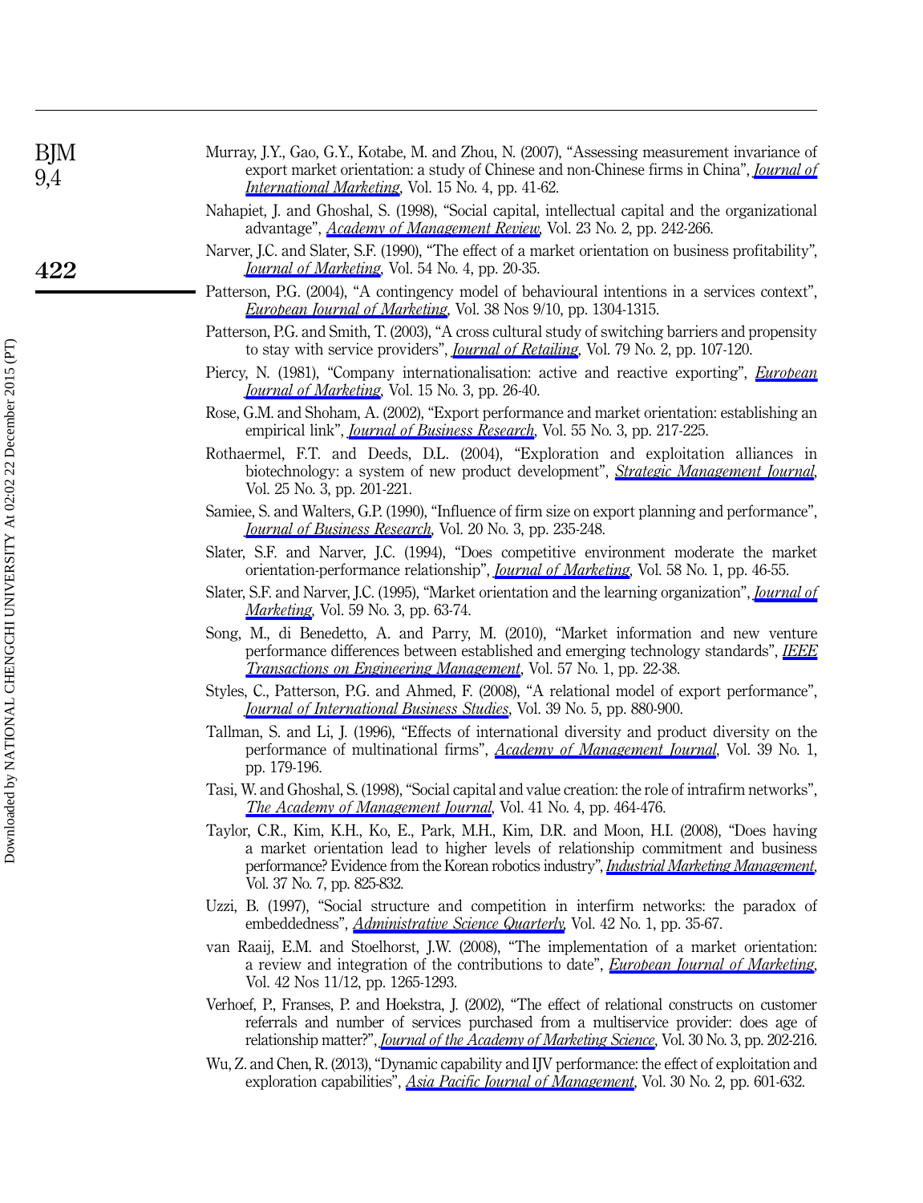Murray, J.Y., Gao, G.Y., Kotabe, M. and Zhou, N. (2007), "Assessing measurement invariance of export market orientation: a study of Chinese and non-Chinese firms in China", *Journal of International Marketing*, Vol. 15 No. 4, pp. 41-62.

Nahapiet, J. and Ghoshal, S. (1998), "Social capital, intellectual capital and the organizational advantage", *Academy of Management Review*, Vol. 23 No. 2, pp. 242-266.

Narver, J.C. and Slater, S.F. (1990), "The effect of a market orientation on business profitability", *Journal of Marketing*, Vol. 54 No. 4, pp. 20-35.

Patterson, P.G. (2004), "A contingency model of behavioural intentions in a services context", *European Journal of Marketing*, Vol. 38 Nos 9/10, pp. 1304-1315.

Patterson, P.G. and Smith, T. (2003), "A cross cultural study of switching barriers and propensity to stay with service providers", *Journal of Retailing*, Vol. 79 No. 2, pp. 107-120.

Piercy, N. (1981), "Company internationalisation: active and reactive exporting", *European Journal of Marketing*, Vol. 15 No. 3, pp. 26-40.

Rose, G.M. and Shoham, A. (2002), "Export performance and market orientation: establishing an empirical link", *Journal of Business Research*, Vol. 55 No. 3, pp. 217-225.

Rothaermel, F.T. and Deeds, D.L. (2004), "Exploration and exploitation alliances in biotechnology: a system of new product development", *Strategic Management Journal*, Vol. 25 No. 3, pp. 201-221.

Samiee, S. and Walters, G.P. (1990), "Influence of firm size on export planning and performance", *Journal of Business Research*, Vol. 20 No. 3, pp. 235-248.

Slater, S.F. and Narver, J.C. (1994), "Does competitive environment moderate the market orientation-performance relationship", *Journal of Marketing*, Vol. 58 No. 1, pp. 46-55.

Slater, S.F. and Narver, J.C. (1995), "Market orientation and the learning organization", *Journal of Marketing*, Vol. 59 No. 3, pp. 63-74.

Song, M., di Benedetto, A. and Parry, M. (2010), "Market information and new venture performance differences between established and emerging technology standards", *IEEE Transactions on Engineering Management*, Vol. 57 No. 1, pp. 22-38.

Styles, C., Patterson, P.G. and Ahmed, F. (2008), "A relational model of export performance", *Journal of International Business Studies*, Vol. 39 No. 5, pp. 880-900.

Tallman, S. and Li, J. (1996), "Effects of international diversity and product diversity on the performance of multinational firms", *Academy of Management Journal*, Vol. 39 No. 1, pp. 179-196.

Tasi, W. and Ghoshal, S. (1998), "Social capital and value creation: the role of intrafirm networks", *The Academy of Management Journal*, Vol. 41 No. 4, pp. 464-476.

Taylor, C.R., Kim, K.H., Ko, E., Park, M.H., Kim, D.R. and Moon, H.I. (2008), "Does having a market orientation lead to higher levels of relationship commitment and business performance? Evidence from the Korean robotics industry", *Industrial Marketing Management*, Vol. 37 No. 7, pp. 825-832.

Uzzi, B. (1997), "Social structure and competition in interfirm networks: the paradox of embeddedness", *Administrative Science Quarterly*, Vol. 42 No. 1, pp. 35-67.

van Raaij, E.M. and Stoelhorst, J.W. (2008), "The implementation of a market orientation: a review and integration of the contributions to date", *European Journal of Marketing*, Vol. 42 Nos 11/12, pp. 1265-1293.

Verhoef, P., Franses, P. and Hoekstra, J. (2002), "The effect of relational constructs on customer referrals and number of services purchased from a multiservice provider: does age of relationship matter?", *Journal of the Academy of Marketing Science*, Vol. 30 No. 3, pp. 202-216.

Wu, Z. and Chen, R. (2013), "Dynamic capability and IJV performance: the effect of exploitation and exploration capabilities", *Asia Pacific Journal of Management*, Vol. 30 No. 2, pp. 601-632.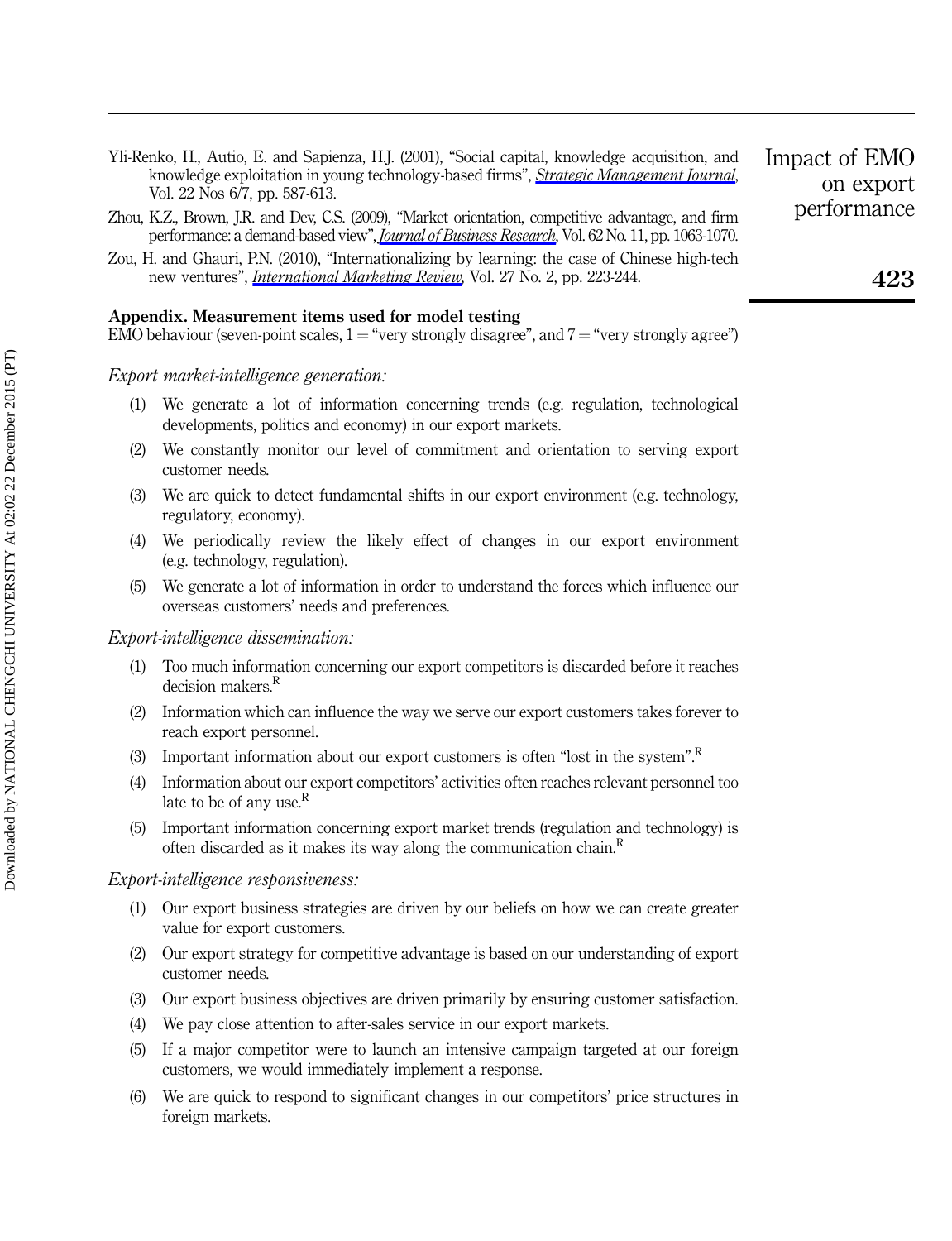Yli-Renko, H., Autio, E. and Sapienza, H.J. (2001), "Social capital, knowledge acquisition, and knowledge exploitation in young technology-based firms", *Strategic Management Journal*, Vol. 22 Nos 6/7, pp. 587-613.

Zhou, K.Z., Brown, J.R. and Dev, C.S. (2009), "Market orientation, competitive advantage, and firm performance: a demand-based view", *Journal of Business Research*, Vol. 62 No. 11, pp. 1063-1070.

Zou, H. and Ghauri, P.N. (2010), "Internationalizing by learning: the case of Chinese high-tech new ventures", *International Marketing Review*, Vol. 27 No. 2, pp. 223-244.

## Appendix. Measurement items used for model testing

EMO behaviour (seven-point scales, 1 = "very strongly disagree", and 7 = "very strongly agree")

*Export market-intelligence generation:*

(1) We generate a lot of information concerning trends (e.g. regulation, technological developments, politics and economy) in our export markets.

(2) We constantly monitor our level of commitment and orientation to serving export customer needs.

(3) We are quick to detect fundamental shifts in our export environment (e.g. technology, regulatory, economy).

(4) We periodically review the likely effect of changes in our export environment (e.g. technology, regulation).

(5) We generate a lot of information in order to understand the forces which influence our overseas customers' needs and preferences.

*Export-intelligence dissemination:*

(1) Too much information concerning our export competitors is discarded before it reaches decision makers.[R]

(2) Information which can influence the way we serve our export customers takes forever to reach export personnel.

(3) Important information about our export customers is often "lost in the system".[R]

(4) Information about our export competitors' activities often reaches relevant personnel too late to be of any use.[R]

(5) Important information concerning export market trends (regulation and technology) is often discarded as it makes its way along the communication chain.[R]

*Export-intelligence responsiveness:*

(1) Our export business strategies are driven by our beliefs on how we can create greater value for export customers.

(2) Our export strategy for competitive advantage is based on our understanding of export customer needs.

(3) Our export business objectives are driven primarily by ensuring customer satisfaction.

(4) We pay close attention to after-sales service in our export markets.

(5) If a major competitor were to launch an intensive campaign targeted at our foreign customers, we would immediately implement a response.

(6) We are quick to respond to significant changes in our competitors' price structures in foreign markets.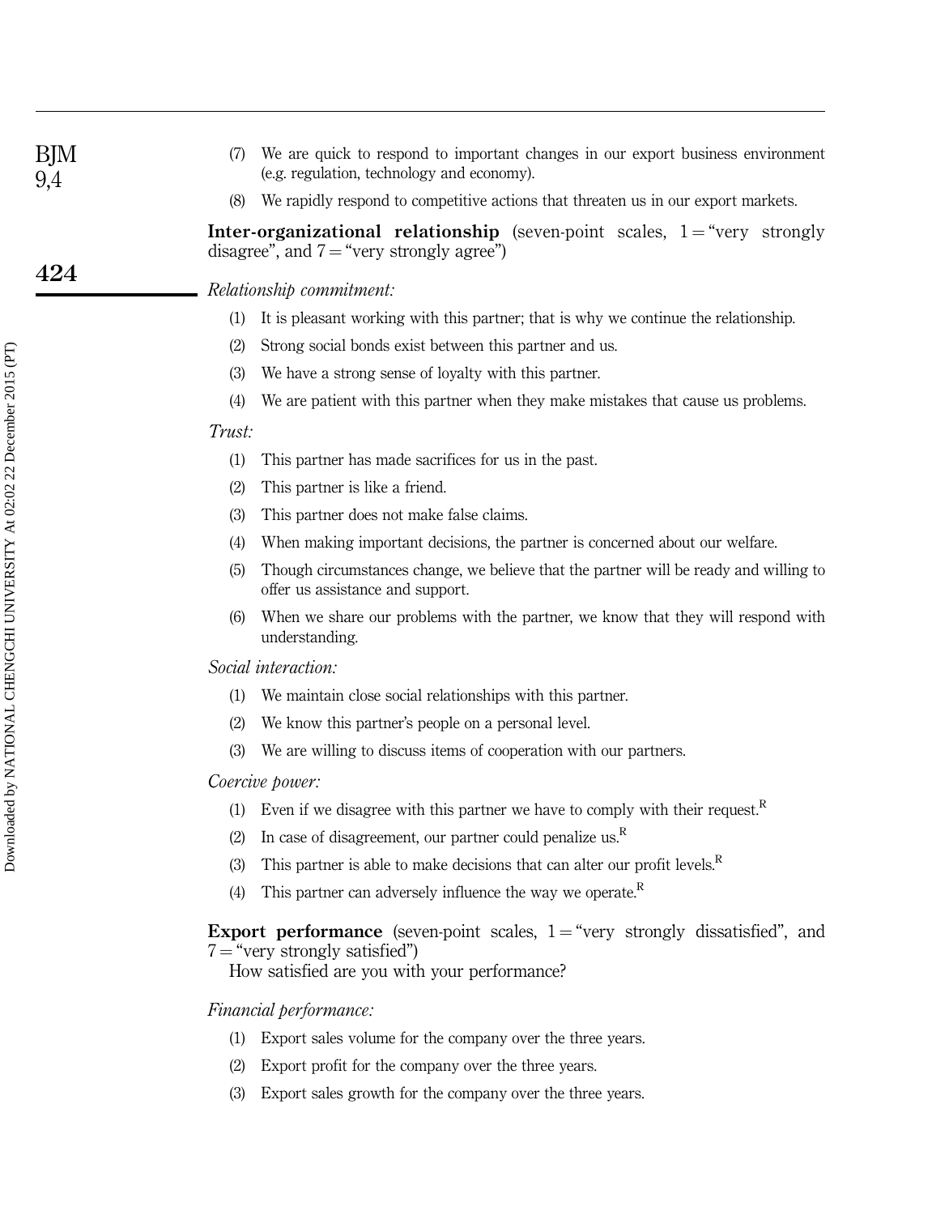(7) We are quick to respond to important changes in our export business environment (e.g. regulation, technology and economy).

(8) We rapidly respond to competitive actions that threaten us in our export markets.

**Inter-organizational relationship** (seven-point scales, 1 = "very strongly disagree", and 7 = "very strongly agree")

*Relationship commitment:*

(1) It is pleasant working with this partner; that is why we continue the relationship.

(2) Strong social bonds exist between this partner and us.

(3) We have a strong sense of loyalty with this partner.

(4) We are patient with this partner when they make mistakes that cause us problems.

*Trust:*

(1) This partner has made sacrifices for us in the past.

(2) This partner is like a friend.

(3) This partner does not make false claims.

(4) When making important decisions, the partner is concerned about our welfare.

(5) Though circumstances change, we believe that the partner will be ready and willing to offer us assistance and support.

(6) When we share our problems with the partner, we know that they will respond with understanding.

*Social interaction:*

(1) We maintain close social relationships with this partner.

(2) We know this partner's people on a personal level.

(3) We are willing to discuss items of cooperation with our partners.

*Coercive power:*

(1) Even if we disagree with this partner we have to comply with their request.[R]

(2) In case of disagreement, our partner could penalize us.[R]

(3) This partner is able to make decisions that can alter our profit levels.[R]

(4) This partner can adversely influence the way we operate.[R]

**Export performance** (seven-point scales, 1 = "very strongly dissatisfied", and 7 = "very strongly satisfied")

How satisfied are you with your performance?

*Financial performance:*

(1) Export sales volume for the company over the three years.

(2) Export profit for the company over the three years.

(3) Export sales growth for the company over the three years.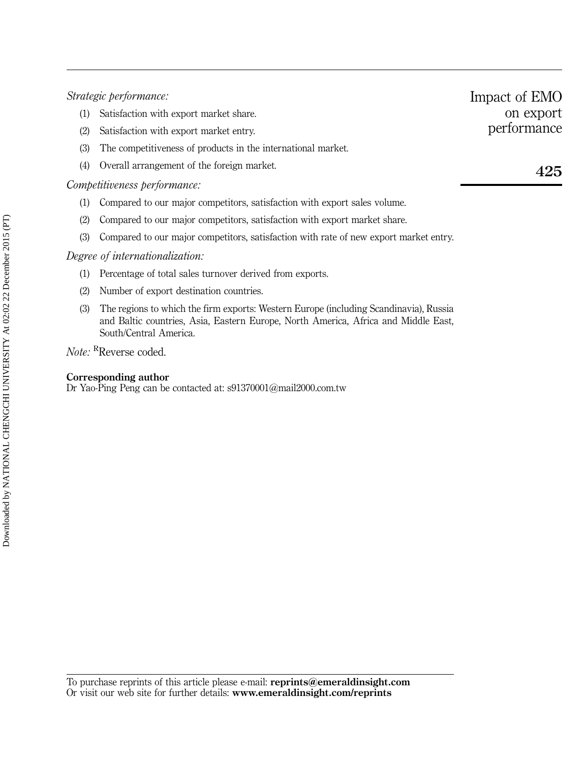*Strategic performance:*

1. Satisfaction with export market share.
2. Satisfaction with export market entry.
3. The competitiveness of products in the international market.
4. Overall arrangement of the foreign market.

*Competitiveness performance:*

1. Compared to our major competitors, satisfaction with export sales volume.
2. Compared to our major competitors, satisfaction with export market share.
3. Compared to our major competitors, satisfaction with rate of new export market entry.

*Degree of internationalization:*

1. Percentage of total sales turnover derived from exports.
2. Number of export destination countries.
3. The regions to which the firm exports: Western Europe (including Scandinavia), Russia and Baltic countries, Asia, Eastern Europe, North America, Africa and Middle East, South/Central America.

*Note:* [R]Reverse coded.

**Corresponding author**
Dr Yao-Ping Peng can be contacted at: s91370001@mail2000.com.tw

To purchase reprints of this article please e-mail: **reprints@emeraldinsight.com**
Or visit our web site for further details: **www.emeraldinsight.com/reprints**